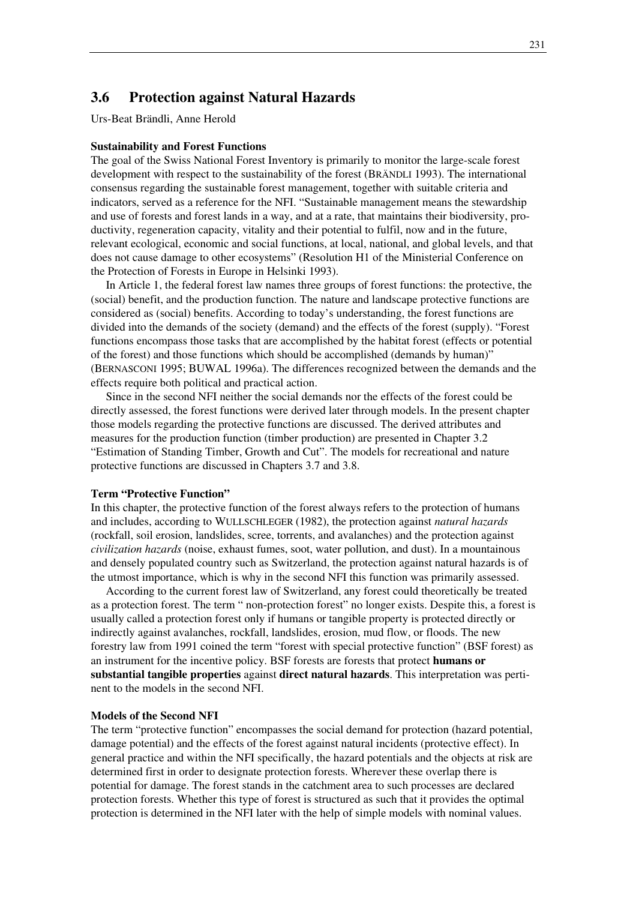## 3.6 Protection against Natural Hazards

Urs-Beat Brändli, Anne Herold

**Sustainability and Forest Functions**

The goal of the Swiss National Forest Inventory is primarily to monitor the large-scale forest development with respect to the sustainability of the forest (BRÄNDLI 1993). The international consensus regarding the sustainable forest management, together with suitable criteria and indicators, served as a reference for the NFI. "Sustainable management means the stewardship and use of forests and forest lands in a way, and at a rate, that maintains their biodiversity, productivity, regeneration capacity, vitality and their potential to fulfil, now and in the future, relevant ecological, economic and social functions, at local, national, and global levels, and that does not cause damage to other ecosystems" (Resolution H1 of the Ministerial Conference on the Protection of Forests in Europe in Helsinki 1993).

In Article 1, the federal forest law names three groups of forest functions: the protective, the (social) benefit, and the production function. The nature and landscape protective functions are considered as (social) benefits. According to today's understanding, the forest functions are divided into the demands of the society (demand) and the effects of the forest (supply). "Forest functions encompass those tasks that are accomplished by the habitat forest (effects or potential of the forest) and those functions which should be accomplished (demands by human)" (BERNASCONI 1995; BUWAL 1996a). The differences recognized between the demands and the effects require both political and practical action.

Since in the second NFI neither the social demands nor the effects of the forest could be directly assessed, the forest functions were derived later through models. In the present chapter those models regarding the protective functions are discussed. The derived attributes and measures for the production function (timber production) are presented in Chapter 3.2 "Estimation of Standing Timber, Growth and Cut". The models for recreational and nature protective functions are discussed in Chapters 3.7 and 3.8.

**Term "Protective Function"**

In this chapter, the protective function of the forest always refers to the protection of humans and includes, according to WULLSCHLEGER (1982), the protection against *natural hazards* (rockfall, soil erosion, landslides, scree, torrents, and avalanches) and the protection against *civilization hazards* (noise, exhaust fumes, soot, water pollution, and dust). In a mountainous and densely populated country such as Switzerland, the protection against natural hazards is of the utmost importance, which is why in the second NFI this function was primarily assessed.

According to the current forest law of Switzerland, any forest could theoretically be treated as a protection forest. The term " non-protection forest" no longer exists. Despite this, a forest is usually called a protection forest only if humans or tangible property is protected directly or indirectly against avalanches, rockfall, landslides, erosion, mud flow, or floods. The new forestry law from 1991 coined the term "forest with special protective function" (BSF forest) as an instrument for the incentive policy. BSF forests are forests that protect **humans or substantial tangible properties** against **direct natural hazards**. This interpretation was pertinent to the models in the second NFI.

**Models of the Second NFI**

The term "protective function" encompasses the social demand for protection (hazard potential, damage potential) and the effects of the forest against natural incidents (protective effect). In general practice and within the NFI specifically, the hazard potentials and the objects at risk are determined first in order to designate protection forests. Wherever these overlap there is potential for damage. The forest stands in the catchment area to such processes are declared protection forests. Whether this type of forest is structured as such that it provides the optimal protection is determined in the NFI later with the help of simple models with nominal values.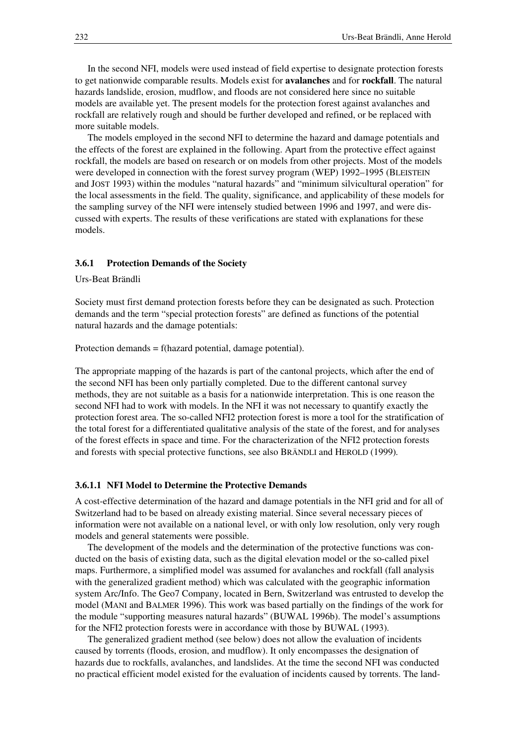In the second NFI, models were used instead of field expertise to designate protection forests to get nationwide comparable results. Models exist for **avalanches** and for **rockfall**. The natural hazards landslide, erosion, mudflow, and floods are not considered here since no suitable models are available yet. The present models for the protection forest against avalanches and rockfall are relatively rough and should be further developed and refined, or be replaced with more suitable models.

The models employed in the second NFI to determine the hazard and damage potentials and the effects of the forest are explained in the following. Apart from the protective effect against rockfall, the models are based on research or on models from other projects. Most of the models were developed in connection with the forest survey program (WEP) 1992–1995 (BLEISTEIN and JOST 1993) within the modules "natural hazards" and "minimum silvicultural operation" for the local assessments in the field. The quality, significance, and applicability of these models for the sampling survey of the NFI were intensely studied between 1996 and 1997, and were discussed with experts. The results of these verifications are stated with explanations for these models.

### 3.6.1 Protection Demands of the Society

Urs-Beat Brändli

Society must first demand protection forests before they can be designated as such. Protection demands and the term "special protection forests" are defined as functions of the potential natural hazards and the damage potentials:

Protection demands = f(hazard potential, damage potential).

The appropriate mapping of the hazards is part of the cantonal projects, which after the end of the second NFI has been only partially completed. Due to the different cantonal survey methods, they are not suitable as a basis for a nationwide interpretation. This is one reason the second NFI had to work with models. In the NFI it was not necessary to quantify exactly the protection forest area. The so-called NFI2 protection forest is more a tool for the stratification of the total forest for a differentiated qualitative analysis of the state of the forest, and for analyses of the forest effects in space and time. For the characterization of the NFI2 protection forests and forests with special protective functions, see also BRÄNDLI and HEROLD (1999).

#### 3.6.1.1 NFI Model to Determine the Protective Demands

A cost-effective determination of the hazard and damage potentials in the NFI grid and for all of Switzerland had to be based on already existing material. Since several necessary pieces of information were not available on a national level, or with only low resolution, only very rough models and general statements were possible.

The development of the models and the determination of the protective functions was conducted on the basis of existing data, such as the digital elevation model or the so-called pixel maps. Furthermore, a simplified model was assumed for avalanches and rockfall (fall analysis with the generalized gradient method) which was calculated with the geographic information system Arc/Info. The Geo7 Company, located in Bern, Switzerland was entrusted to develop the model (MANI and BALMER 1996). This work was based partially on the findings of the work for the module "supporting measures natural hazards" (BUWAL 1996b). The model's assumptions for the NFI2 protection forests were in accordance with those by BUWAL (1993).

The generalized gradient method (see below) does not allow the evaluation of incidents caused by torrents (floods, erosion, and mudflow). It only encompasses the designation of hazards due to rockfalls, avalanches, and landslides. At the time the second NFI was conducted no practical efficient model existed for the evaluation of incidents caused by torrents. The land-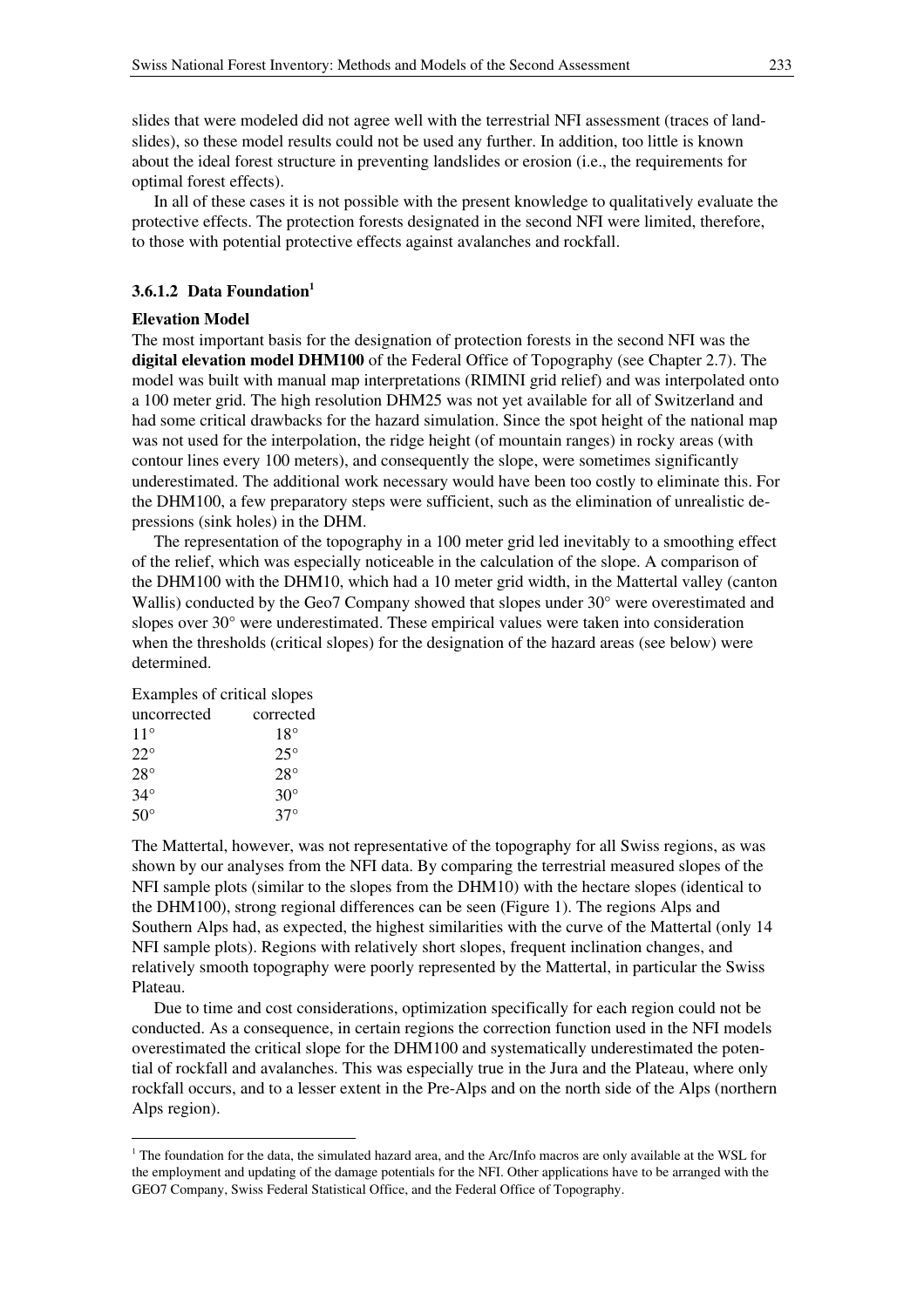slides that were modeled did not agree well with the terrestrial NFI assessment (traces of landslides), so these model results could not be used any further. In addition, too little is known about the ideal forest structure in preventing landslides or erosion (i.e., the requirements for optimal forest effects).

In all of these cases it is not possible with the present knowledge to qualitatively evaluate the protective effects. The protection forests designated in the second NFI were limited, therefore, to those with potential protective effects against avalanches and rockfall.

### 3.6.1.2 Data Foundation[1]

**Elevation Model**

The most important basis for the designation of protection forests in the second NFI was the **digital elevation model DHM100** of the Federal Office of Topography (see Chapter 2.7). The model was built with manual map interpretations (RIMINI grid relief) and was interpolated onto a 100 meter grid. The high resolution DHM25 was not yet available for all of Switzerland and had some critical drawbacks for the hazard simulation. Since the spot height of the national map was not used for the interpolation, the ridge height (of mountain ranges) in rocky areas (with contour lines every 100 meters), and consequently the slope, were sometimes significantly underestimated. The additional work necessary would have been too costly to eliminate this. For the DHM100, a few preparatory steps were sufficient, such as the elimination of unrealistic depressions (sink holes) in the DHM.

The representation of the topography in a 100 meter grid led inevitably to a smoothing effect of the relief, which was especially noticeable in the calculation of the slope. A comparison of the DHM100 with the DHM10, which had a 10 meter grid width, in the Mattertal valley (canton Wallis) conducted by the Geo7 Company showed that slopes under 30° were overestimated and slopes over 30° were underestimated. These empirical values were taken into consideration when the thresholds (critical slopes) for the designation of the hazard areas (see below) were determined.

Examples of critical slopes

| uncorrected | corrected |
|---|---|
| 11° | 18° |
| 22° | 25° |
| 28° | 28° |
| 34° | 30° |
| 50° | 37° |

The Mattertal, however, was not representative of the topography for all Swiss regions, as was shown by our analyses from the NFI data. By comparing the terrestrial measured slopes of the NFI sample plots (similar to the slopes from the DHM10) with the hectare slopes (identical to the DHM100), strong regional differences can be seen (Figure 1). The regions Alps and Southern Alps had, as expected, the highest similarities with the curve of the Mattertal (only 14 NFI sample plots). Regions with relatively short slopes, frequent inclination changes, and relatively smooth topography were poorly represented by the Mattertal, in particular the Swiss Plateau.

Due to time and cost considerations, optimization specifically for each region could not be conducted. As a consequence, in certain regions the correction function used in the NFI models overestimated the critical slope for the DHM100 and systematically underestimated the potential of rockfall and avalanches. This was especially true in the Jura and the Plateau, where only rockfall occurs, and to a lesser extent in the Pre-Alps and on the north side of the Alps (northern Alps region).

[1] The foundation for the data, the simulated hazard area, and the Arc/Info macros are only available at the WSL for the employment and updating of the damage potentials for the NFI. Other applications have to be arranged with the GEO7 Company, Swiss Federal Statistical Office, and the Federal Office of Topography.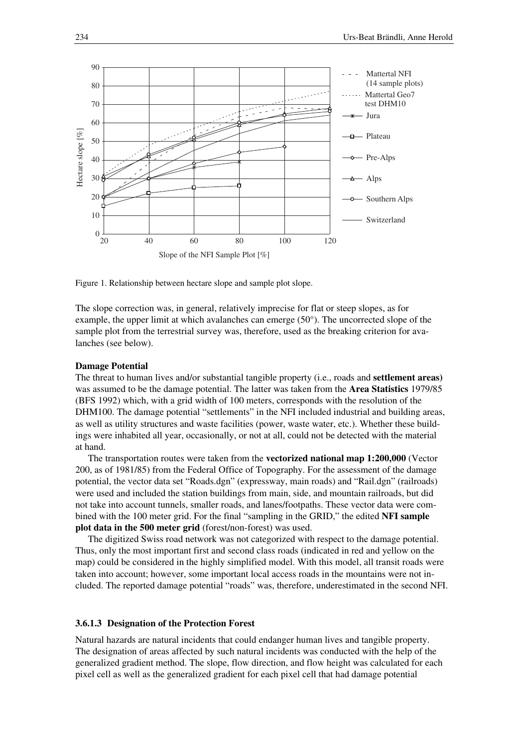Figure 1. Relationship between hectare slope and sample plot slope.

The slope correction was, in general, relatively imprecise for flat or steep slopes, as for example, the upper limit at which avalanches can emerge (50°). The uncorrected slope of the sample plot from the terrestrial survey was, therefore, used as the breaking criterion for avalanches (see below).

**Damage Potential**

The threat to human lives and/or substantial tangible property (i.e., roads and **settlement areas)** was assumed to be the damage potential. The latter was taken from the **Area Statistics** 1979/85 (BFS 1992) which, with a grid width of 100 meters, corresponds with the resolution of the DHM100. The damage potential "settlements" in the NFI included industrial and building areas, as well as utility structures and waste facilities (power, waste water, etc.). Whether these buildings were inhabited all year, occasionally, or not at all, could not be detected with the material at hand.

The transportation routes were taken from the **vectorized national map 1:200,000** (Vector 200, as of 1981/85) from the Federal Office of Topography. For the assessment of the damage potential, the vector data set "Roads.dgn" (expressway, main roads) and "Rail.dgn" (railroads) were used and included the station buildings from main, side, and mountain railroads, but did not take into account tunnels, smaller roads, and lanes/footpaths. These vector data were combined with the 100 meter grid. For the final "sampling in the GRID," the edited **NFI sample plot data in the 500 meter grid** (forest/non-forest) was used.

The digitized Swiss road network was not categorized with respect to the damage potential. Thus, only the most important first and second class roads (indicated in red and yellow on the map) could be considered in the highly simplified model. With this model, all transit roads were taken into account; however, some important local access roads in the mountains were not included. The reported damage potential "roads" was, therefore, underestimated in the second NFI.

### 3.6.1.3 Designation of the Protection Forest

Natural hazards are natural incidents that could endanger human lives and tangible property. The designation of areas affected by such natural incidents was conducted with the help of the generalized gradient method. The slope, flow direction, and flow height was calculated for each pixel cell as well as the generalized gradient for each pixel cell that had damage potential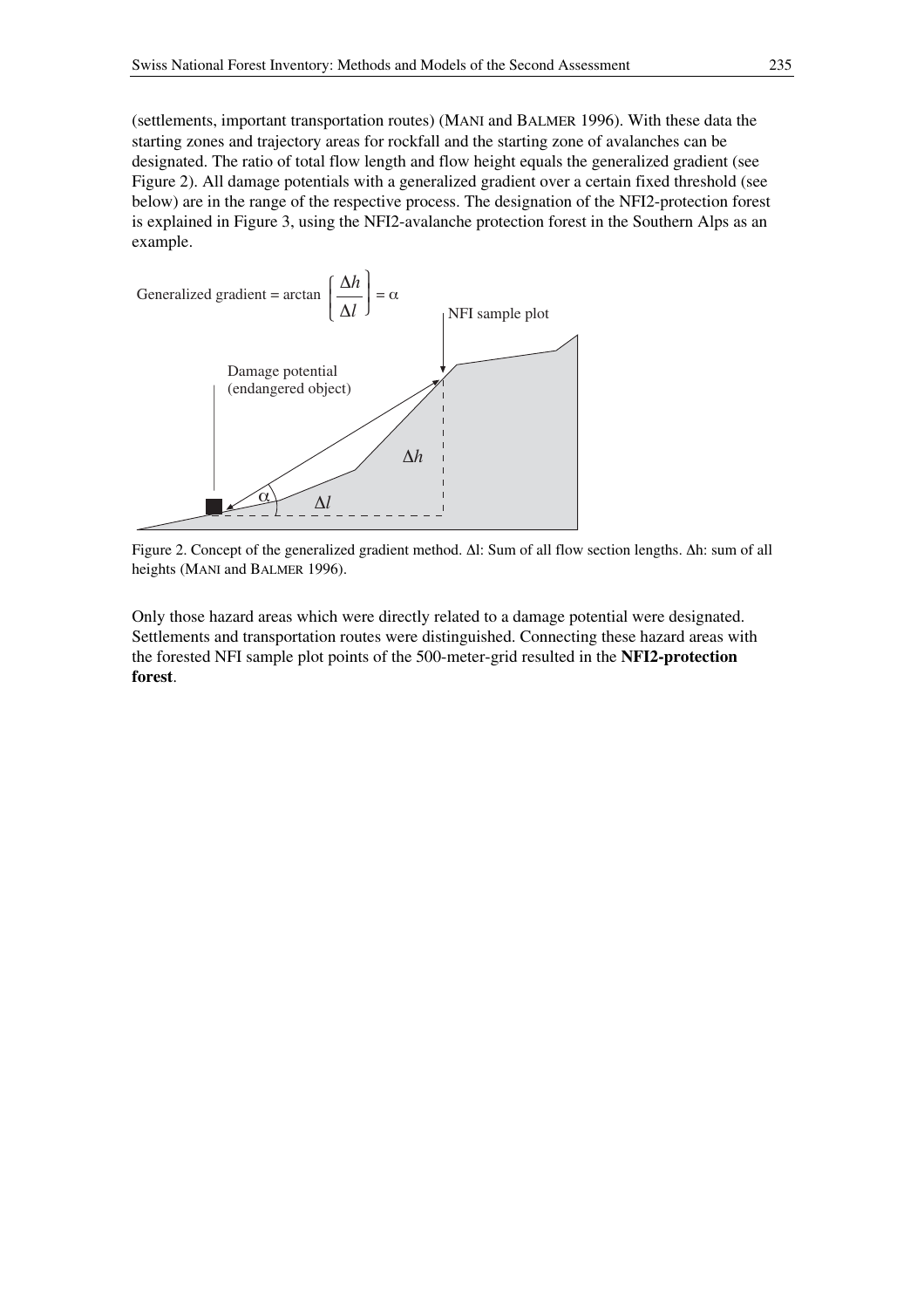(settlements, important transportation routes) (MANI and BALMER 1996). With these data the starting zones and trajectory areas for rockfall and the starting zone of avalanches can be designated. The ratio of total flow length and flow height equals the generalized gradient (see Figure 2). All damage potentials with a generalized gradient over a certain fixed threshold (see below) are in the range of the respective process. The designation of the NFI2-protection forest is explained in Figure 3, using the NFI2-avalanche protection forest in the Southern Alps as an example.

$$\text{Generalized gradient} = \arctan\left(\frac{\Delta h}{\Delta l}\right) = \alpha$$

Figure 2. Concept of the generalized gradient method. $\Delta l$: Sum of all flow section lengths. $\Delta h$: sum of all heights (MANI and BALMER 1996).

Only those hazard areas which were directly related to a damage potential were designated. Settlements and transportation routes were distinguished. Connecting these hazard areas with the forested NFI sample plot points of the 500-meter-grid resulted in the **NFI2-protection forest**.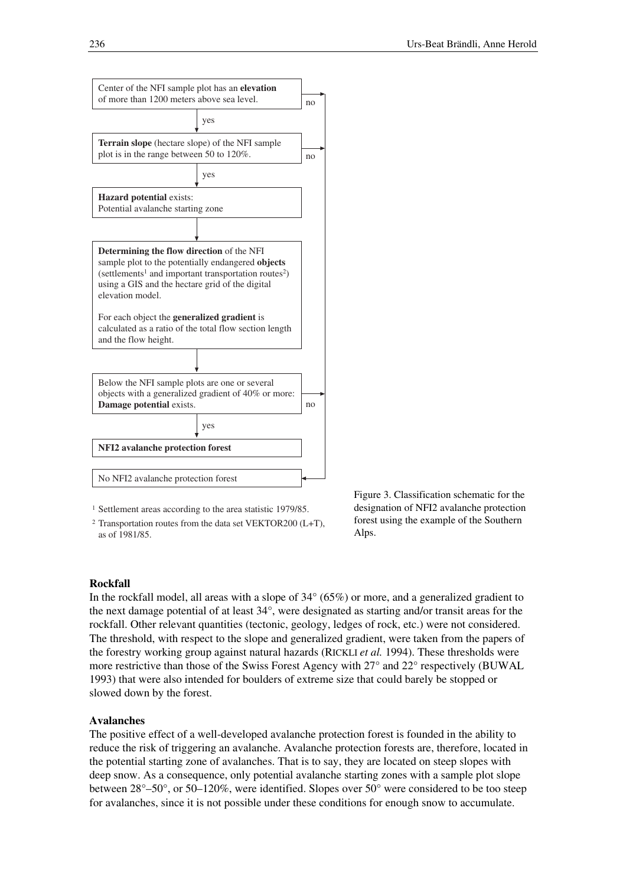Center of the NFI sample plot has an **elevation** of more than 1200 meters above sea level.

→ no: No NFI2 avalanche protection forest

↓ yes

**Terrain slope** (hectare slope) of the NFI sample plot is in the range between 50 to 120%.

→ no: No NFI2 avalanche protection forest

↓ yes

**Hazard potential** exists:
Potential avalanche starting zone

↓

**Determining the flow direction** of the NFI sample plot to the potentially endangered **objects** (settlements[1] and important transportation routes[2]) using a GIS and the hectare grid of the digital elevation model.

For each object the **generalized gradient** is calculated as a ratio of the total flow section length and the flow height.

↓

Below the NFI sample plots are one or several objects with a generalized gradient of 40% or more: **Damage potential** exists.

→ no: No NFI2 avalanche protection forest

↓ yes

**NFI2 avalanche protection forest**

No NFI2 avalanche protection forest

[1] Settlement areas according to the area statistic 1979/85.

[2] Transportation routes from the data set VEKTOR200 (L+T), as of 1981/85.

Figure 3. Classification schematic for the designation of NFI2 avalanche protection forest using the example of the Southern Alps.

**Rockfall**

In the rockfall model, all areas with a slope of 34° (65%) or more, and a generalized gradient to the next damage potential of at least 34°, were designated as starting and/or transit areas for the rockfall. Other relevant quantities (tectonic, geology, ledges of rock, etc.) were not considered. The threshold, with respect to the slope and generalized gradient, were taken from the papers of the forestry working group against natural hazards (RICKLI *et al.* 1994). These thresholds were more restrictive than those of the Swiss Forest Agency with 27° and 22° respectively (BUWAL 1993) that were also intended for boulders of extreme size that could barely be stopped or slowed down by the forest.

**Avalanches**

The positive effect of a well-developed avalanche protection forest is founded in the ability to reduce the risk of triggering an avalanche. Avalanche protection forests are, therefore, located in the potential starting zone of avalanches. That is to say, they are located on steep slopes with deep snow. As a consequence, only potential avalanche starting zones with a sample plot slope between 28°–50°, or 50–120%, were identified. Slopes over 50° were considered to be too steep for avalanches, since it is not possible under these conditions for enough snow to accumulate.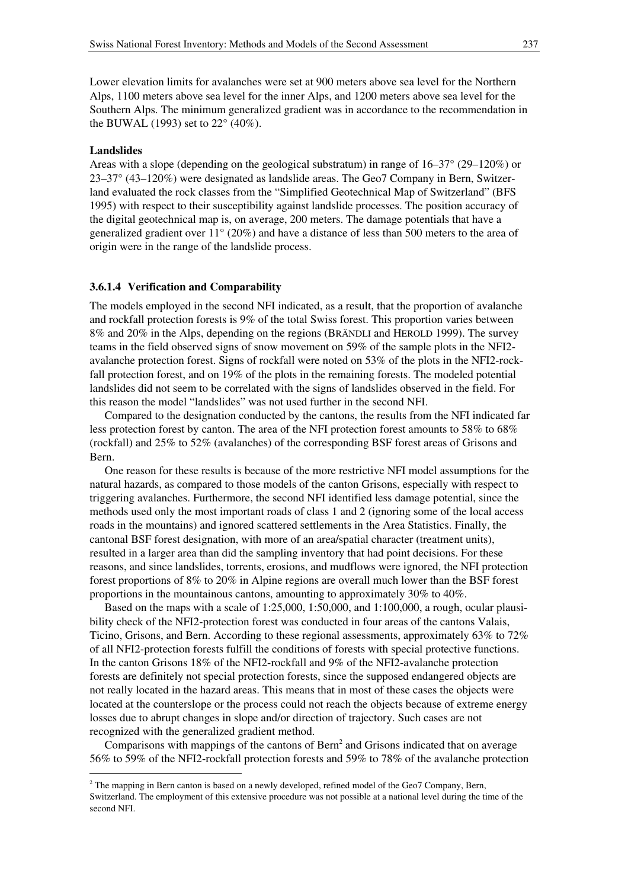Lower elevation limits for avalanches were set at 900 meters above sea level for the Northern Alps, 1100 meters above sea level for the inner Alps, and 1200 meters above sea level for the Southern Alps. The minimum generalized gradient was in accordance to the recommendation in the BUWAL (1993) set to 22° (40%).

**Landslides**

Areas with a slope (depending on the geological substratum) in range of 16–37° (29–120%) or 23–37° (43–120%) were designated as landslide areas. The Geo7 Company in Bern, Switzerland evaluated the rock classes from the "Simplified Geotechnical Map of Switzerland" (BFS 1995) with respect to their susceptibility against landslide processes. The position accuracy of the digital geotechnical map is, on average, 200 meters. The damage potentials that have a generalized gradient over 11° (20%) and have a distance of less than 500 meters to the area of origin were in the range of the landslide process.

### 3.6.1.4 Verification and Comparability

The models employed in the second NFI indicated, as a result, that the proportion of avalanche and rockfall protection forests is 9% of the total Swiss forest. This proportion varies between 8% and 20% in the Alps, depending on the regions (BRÄNDLI and HEROLD 1999). The survey teams in the field observed signs of snow movement on 59% of the sample plots in the NFI2-avalanche protection forest. Signs of rockfall were noted on 53% of the plots in the NFI2-rockfall protection forest, and on 19% of the plots in the remaining forests. The modeled potential landslides did not seem to be correlated with the signs of landslides observed in the field. For this reason the model "landslides" was not used further in the second NFI.

Compared to the designation conducted by the cantons, the results from the NFI indicated far less protection forest by canton. The area of the NFI protection forest amounts to 58% to 68% (rockfall) and 25% to 52% (avalanches) of the corresponding BSF forest areas of Grisons and Bern.

One reason for these results is because of the more restrictive NFI model assumptions for the natural hazards, as compared to those models of the canton Grisons, especially with respect to triggering avalanches. Furthermore, the second NFI identified less damage potential, since the methods used only the most important roads of class 1 and 2 (ignoring some of the local access roads in the mountains) and ignored scattered settlements in the Area Statistics. Finally, the cantonal BSF forest designation, with more of an area/spatial character (treatment units), resulted in a larger area than did the sampling inventory that had point decisions. For these reasons, and since landslides, torrents, erosions, and mudflows were ignored, the NFI protection forest proportions of 8% to 20% in Alpine regions are overall much lower than the BSF forest proportions in the mountainous cantons, amounting to approximately 30% to 40%.

Based on the maps with a scale of 1:25,000, 1:50,000, and 1:100,000, a rough, ocular plausibility check of the NFI2-protection forest was conducted in four areas of the cantons Valais, Ticino, Grisons, and Bern. According to these regional assessments, approximately 63% to 72% of all NFI2-protection forests fulfill the conditions of forests with special protective functions. In the canton Grisons 18% of the NFI2-rockfall and 9% of the NFI2-avalanche protection forests are definitely not special protection forests, since the supposed endangered objects are not really located in the hazard areas. This means that in most of these cases the objects were located at the counterslope or the process could not reach the objects because of extreme energy losses due to abrupt changes in slope and/or direction of trajectory. Such cases are not recognized with the generalized gradient method.

Comparisons with mappings of the cantons of Bern[2] and Grisons indicated that on average 56% to 59% of the NFI2-rockfall protection forests and 59% to 78% of the avalanche protection

[2] The mapping in Bern canton is based on a newly developed, refined model of the Geo7 Company, Bern, Switzerland. The employment of this extensive procedure was not possible at a national level during the time of the second NFI.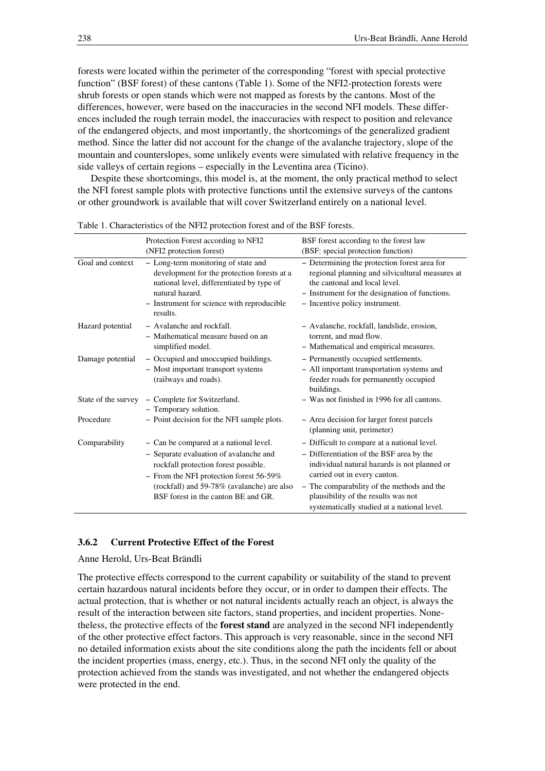forests were located within the perimeter of the corresponding "forest with special protective function" (BSF forest) of these cantons (Table 1). Some of the NFI2-protection forests were shrub forests or open stands which were not mapped as forests by the cantons. Most of the differences, however, were based on the inaccuracies in the second NFI models. These differences included the rough terrain model, the inaccuracies with respect to position and relevance of the endangered objects, and most importantly, the shortcomings of the generalized gradient method. Since the latter did not account for the change of the avalanche trajectory, slope of the mountain and counterslopes, some unlikely events were simulated with relative frequency in the side valleys of certain regions – especially in the Leventina area (Ticino).

Despite these shortcomings, this model is, at the moment, the only practical method to select the NFI forest sample plots with protective functions until the extensive surveys of the cantons or other groundwork is available that will cover Switzerland entirely on a national level.

Table 1. Characteristics of the NFI2 protection forest and of the BSF forests.

| | Protection Forest according to NFI2 (NFI2 protection forest) | BSF forest according to the forest law (BSF: special protection function) |
|---|---|---|
| Goal and context | – Long-term monitoring of state and development for the protection forests at a national level, differentiated by type of natural hazard.<br>– Instrument for science with reproducible results. | – Determining the protection forest area for regional planning and silvicultural measures at the cantonal and local level.<br>– Instrument for the designation of functions.<br>– Incentive policy instrument. |
| Hazard potential | – Avalanche and rockfall.<br>– Mathematical measure based on an simplified model. | – Avalanche, rockfall, landslide, erosion, torrent, and mud flow.<br>– Mathematical and empirical measures. |
| Damage potential | – Occupied and unoccupied buildings.<br>– Most important transport systems (railways and roads). | – Permanently occupied settlements.<br>– All important transportation systems and feeder roads for permanently occupied buildings. |
| State of the survey | – Complete for Switzerland.<br>– Temporary solution. | – Was not finished in 1996 for all cantons. |
| Procedure | – Point decision for the NFI sample plots. | – Area decision for larger forest parcels (planning unit, perimeter) |
| Comparability | – Can be compared at a national level.<br>– Separate evaluation of avalanche and rockfall protection forest possible.<br>– From the NFI protection forest 56-59% (rockfall) and 59-78% (avalanche) are also BSF forest in the canton BE and GR. | – Difficult to compare at a national level.<br>– Differentiation of the BSF area by the individual natural hazards is not planned or carried out in every canton.<br>– The comparability of the methods and the plausibility of the results was not systematically studied at a national level. |

### 3.6.2 Current Protective Effect of the Forest

Anne Herold, Urs-Beat Brändli

The protective effects correspond to the current capability or suitability of the stand to prevent certain hazardous natural incidents before they occur, or in order to dampen their effects. The actual protection, that is whether or not natural incidents actually reach an object, is always the result of the interaction between site factors, stand properties, and incident properties. Nonetheless, the protective effects of the **forest stand** are analyzed in the second NFI independently of the other protective effect factors. This approach is very reasonable, since in the second NFI no detailed information exists about the site conditions along the path the incidents fell or about the incident properties (mass, energy, etc.). Thus, in the second NFI only the quality of the protection achieved from the stands was investigated, and not whether the endangered objects were protected in the end.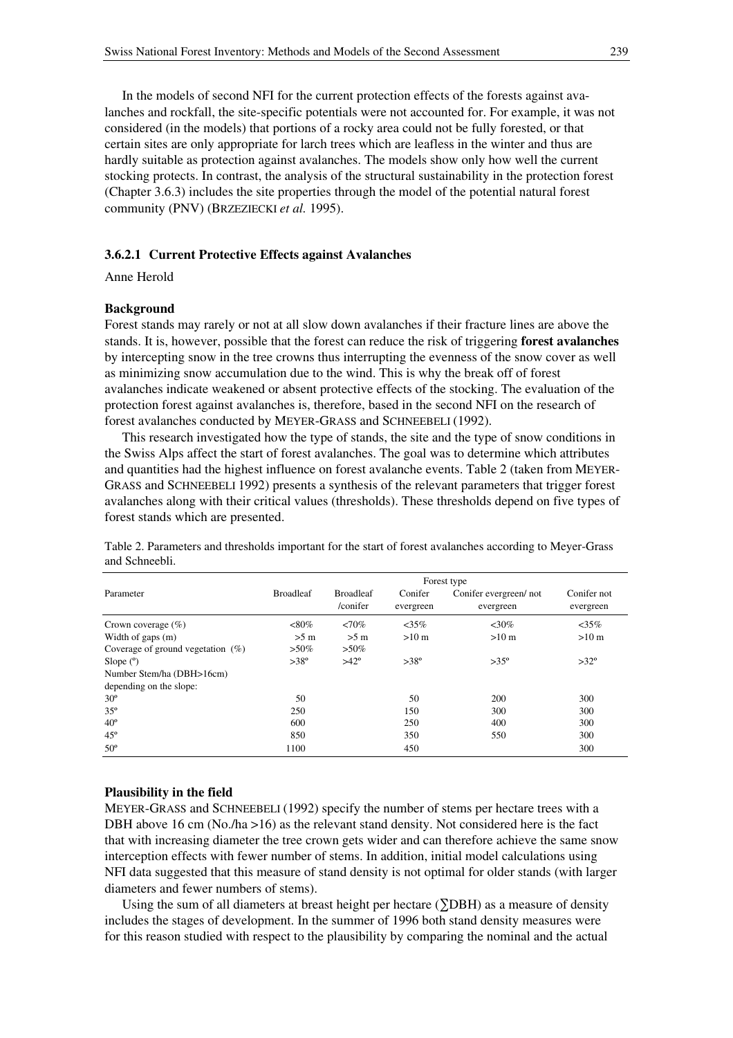In the models of second NFI for the current protection effects of the forests against avalanches and rockfall, the site-specific potentials were not accounted for. For example, it was not considered (in the models) that portions of a rocky area could not be fully forested, or that certain sites are only appropriate for larch trees which are leafless in the winter and thus are hardly suitable as protection against avalanches. The models show only how well the current stocking protects. In contrast, the analysis of the structural sustainability in the protection forest (Chapter 3.6.3) includes the site properties through the model of the potential natural forest community (PNV) (BRZEZIECKI *et al.* 1995).

### 3.6.2.1 Current Protective Effects against Avalanches

Anne Herold

**Background**

Forest stands may rarely or not at all slow down avalanches if their fracture lines are above the stands. It is, however, possible that the forest can reduce the risk of triggering **forest avalanches** by intercepting snow in the tree crowns thus interrupting the evenness of the snow cover as well as minimizing snow accumulation due to the wind. This is why the break off of forest avalanches indicate weakened or absent protective effects of the stocking. The evaluation of the protection forest against avalanches is, therefore, based in the second NFI on the research of forest avalanches conducted by MEYER-GRASS and SCHNEEBELI (1992).

This research investigated how the type of stands, the site and the type of snow conditions in the Swiss Alps affect the start of forest avalanches. The goal was to determine which attributes and quantities had the highest influence on forest avalanche events. Table 2 (taken from MEYER-GRASS and SCHNEEBELI 1992) presents a synthesis of the relevant parameters that trigger forest avalanches along with their critical values (thresholds). These thresholds depend on five types of forest stands which are presented.

Table 2. Parameters and thresholds important for the start of forest avalanches according to Meyer-Grass and Schneebli.

| Parameter | Forest type | | | | |
|---|---|---|---|---|---|
| | Broadleaf | Broadleaf /conifer | Conifer evergreen | Conifer evergreen/ not evergreen | Conifer not evergreen |
| Crown coverage (%) | <80% | <70% | <35% | <30% | <35% |
| Width of gaps (m) | >5 m | >5 m | >10 m | >10 m | >10 m |
| Coverage of ground vegetation (%) | >50% | >50% | | | |
| Slope (°) | >38° | >42° | >38° | >35° | >32° |
| Number Stem/ha (DBH>16cm) depending on the slope: | | | | | |
| 30° | 50 | | 50 | 200 | 300 |
| 35° | 250 | | 150 | 300 | 300 |
| 40° | 600 | | 250 | 400 | 300 |
| 45° | 850 | | 350 | 550 | 300 |
| 50° | 1100 | | 450 | | 300 |

**Plausibility in the field**

MEYER-GRASS and SCHNEEBELI (1992) specify the number of stems per hectare trees with a DBH above 16 cm (No./ha >16) as the relevant stand density. Not considered here is the fact that with increasing diameter the tree crown gets wider and can therefore achieve the same snow interception effects with fewer number of stems. In addition, initial model calculations using NFI data suggested that this measure of stand density is not optimal for older stands (with larger diameters and fewer numbers of stems).

Using the sum of all diameters at breast height per hectare ($\sum$DBH) as a measure of density includes the stages of development. In the summer of 1996 both stand density measures were for this reason studied with respect to the plausibility by comparing the nominal and the actual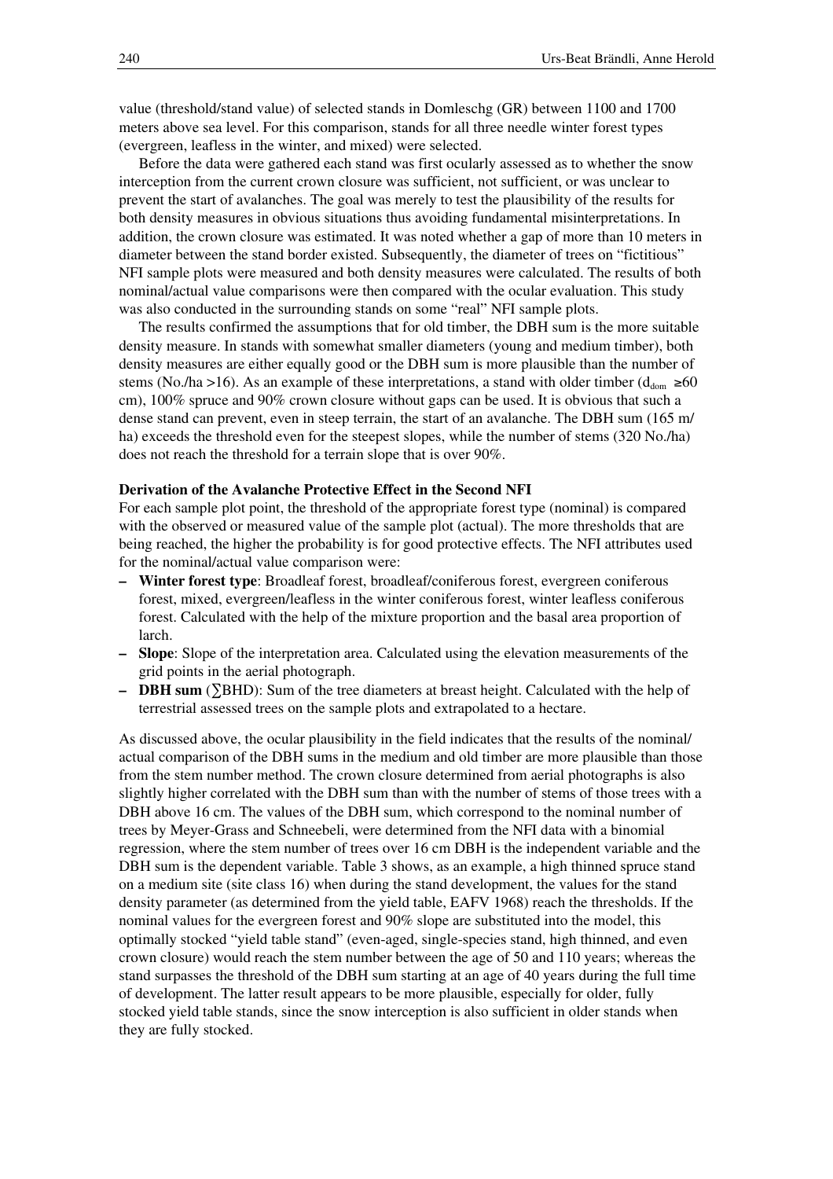value (threshold/stand value) of selected stands in Domleschg (GR) between 1100 and 1700 meters above sea level. For this comparison, stands for all three needle winter forest types (evergreen, leafless in the winter, and mixed) were selected.

Before the data were gathered each stand was first ocularly assessed as to whether the snow interception from the current crown closure was sufficient, not sufficient, or was unclear to prevent the start of avalanches. The goal was merely to test the plausibility of the results for both density measures in obvious situations thus avoiding fundamental misinterpretations. In addition, the crown closure was estimated. It was noted whether a gap of more than 10 meters in diameter between the stand border existed. Subsequently, the diameter of trees on "fictitious" NFI sample plots were measured and both density measures were calculated. The results of both nominal/actual value comparisons were then compared with the ocular evaluation. This study was also conducted in the surrounding stands on some "real" NFI sample plots.

The results confirmed the assumptions that for old timber, the DBH sum is the more suitable density measure. In stands with somewhat smaller diameters (young and medium timber), both density measures are either equally good or the DBH sum is more plausible than the number of stems (No./ha >16). As an example of these interpretations, a stand with older timber ($d_{dom} \geq 60$ cm), 100% spruce and 90% crown closure without gaps can be used. It is obvious that such a dense stand can prevent, even in steep terrain, the start of an avalanche. The DBH sum (165 m/ha) exceeds the threshold even for the steepest slopes, while the number of stems (320 No./ha) does not reach the threshold for a terrain slope that is over 90%.

**Derivation of the Avalanche Protective Effect in the Second NFI**

For each sample plot point, the threshold of the appropriate forest type (nominal) is compared with the observed or measured value of the sample plot (actual). The more thresholds that are being reached, the higher the probability is for good protective effects. The NFI attributes used for the nominal/actual value comparison were:

- **Winter forest type**: Broadleaf forest, broadleaf/coniferous forest, evergreen coniferous forest, mixed, evergreen/leafless in the winter coniferous forest, winter leafless coniferous forest. Calculated with the help of the mixture proportion and the basal area proportion of larch.
- **Slope**: Slope of the interpretation area. Calculated using the elevation measurements of the grid points in the aerial photograph.
- **DBH sum** ($\sum$BHD): Sum of the tree diameters at breast height. Calculated with the help of terrestrial assessed trees on the sample plots and extrapolated to a hectare.

As discussed above, the ocular plausibility in the field indicates that the results of the nominal/actual comparison of the DBH sums in the medium and old timber are more plausible than those from the stem number method. The crown closure determined from aerial photographs is also slightly higher correlated with the DBH sum than with the number of stems of those trees with a DBH above 16 cm. The values of the DBH sum, which correspond to the nominal number of trees by Meyer-Grass and Schneebeli, were determined from the NFI data with a binomial regression, where the stem number of trees over 16 cm DBH is the independent variable and the DBH sum is the dependent variable. Table 3 shows, as an example, a high thinned spruce stand on a medium site (site class 16) when during the stand development, the values for the stand density parameter (as determined from the yield table, EAFV 1968) reach the thresholds. If the nominal values for the evergreen forest and 90% slope are substituted into the model, this optimally stocked "yield table stand" (even-aged, single-species stand, high thinned, and even crown closure) would reach the stem number between the age of 50 and 110 years; whereas the stand surpasses the threshold of the DBH sum starting at an age of 40 years during the full time of development. The latter result appears to be more plausible, especially for older, fully stocked yield table stands, since the snow interception is also sufficient in older stands when they are fully stocked.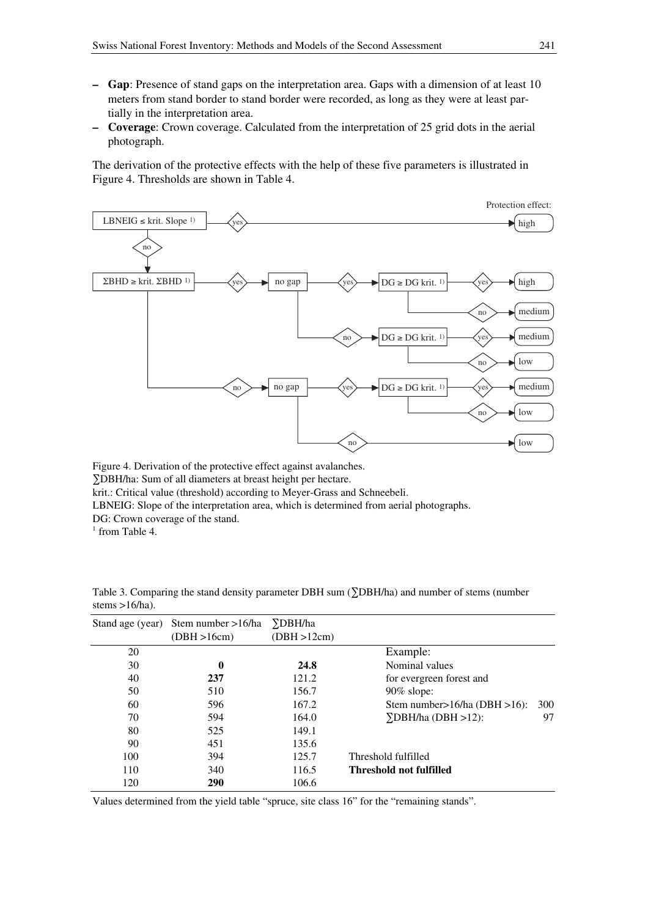- **Gap**: Presence of stand gaps on the interpretation area. Gaps with a dimension of at least 10 meters from stand border to stand border were recorded, as long as they were at least partially in the interpretation area.
- **Coverage**: Crown coverage. Calculated from the interpretation of 25 grid dots in the aerial photograph.

The derivation of the protective effects with the help of these five parameters is illustrated in Figure 4. Thresholds are shown in Table 4.

Figure 4. Derivation of the protective effect against avalanches.
∑DBH/ha: Sum of all diameters at breast height per hectare.
krit.: Critical value (threshold) according to Meyer-Grass and Schneebeli.
LBNEIG: Slope of the interpretation area, which is determined from aerial photographs.
DG: Crown coverage of the stand.
[1] from Table 4.

Table 3. Comparing the stand density parameter DBH sum (∑DBH/ha) and number of stems (number stems >16/ha).

| Stand age (year) | Stem number >16/ha (DBH >16cm) | ∑DBH/ha (DBH >12cm) | |
|---|---|---|---|
| 20 | | | Example: |
| 30 | **0** | **24.8** | Nominal values |
| 40 | **237** | 121.2 | for evergreen forest and |
| 50 | 510 | 156.7 | 90% slope: |
| 60 | 596 | 167.2 | Stem number>16/ha (DBH >16): 300 |
| 70 | 594 | 164.0 | ∑DBH/ha (DBH >12): 97 |
| 80 | 525 | 149.1 | |
| 90 | 451 | 135.6 | |
| 100 | 394 | 125.7 | Threshold fulfilled |
| 110 | 340 | 116.5 | **Threshold not fulfilled** |
| 120 | **290** | 106.6 | |

Values determined from the yield table "spruce, site class 16" for the "remaining stands".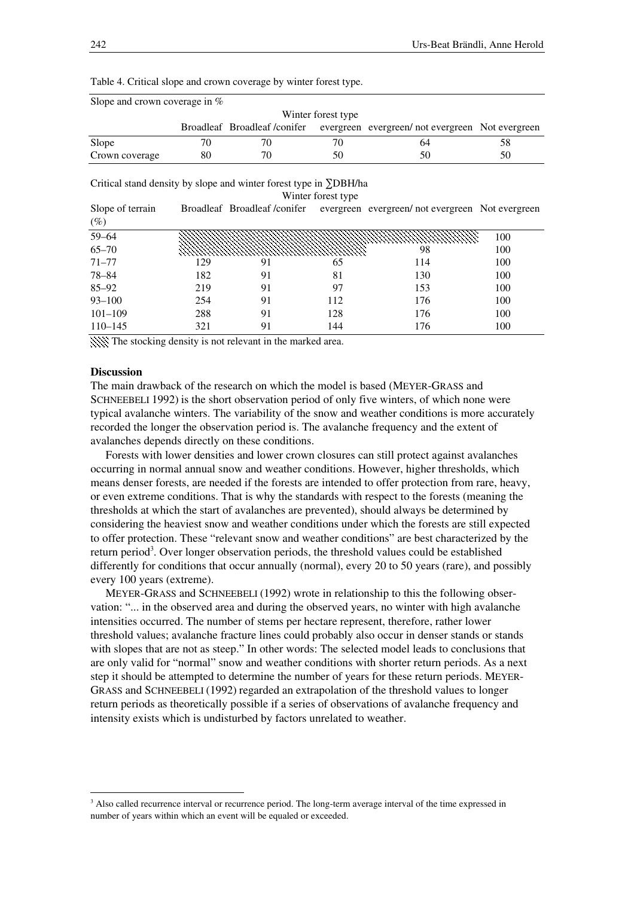Table 4. Critical slope and crown coverage by winter forest type.

Slope and crown coverage in %

| | Winter forest type | | | | |
|---|---|---|---|---|---|
| | Broadleaf | Broadleaf /conifer | evergreen | evergreen/ not evergreen | Not evergreen |
| Slope | 70 | 70 | 70 | 64 | 58 |
| Crown coverage | 80 | 70 | 50 | 50 | 50 |

Critical stand density by slope and winter forest type in ∑DBH/ha

| | Winter forest type | | | | |
|---|---|---|---|---|---|
| Slope of terrain (%) | Broadleaf | Broadleaf /conifer | evergreen | evergreen/ not evergreen | Not evergreen |
| 59–64 | ▒ | ▒ | ▒ | ▒ | 100 |
| 65–70 | ▒ | ▒ | ▒ | 98 | 100 |
| 71–77 | 129 | 91 | 65 | 114 | 100 |
| 78–84 | 182 | 91 | 81 | 130 | 100 |
| 85–92 | 219 | 91 | 97 | 153 | 100 |
| 93–100 | 254 | 91 | 112 | 176 | 100 |
| 101–109 | 288 | 91 | 128 | 176 | 100 |
| 110–145 | 321 | 91 | 144 | 176 | 100 |

▒ The stocking density is not relevant in the marked area.

**Discussion**

The main drawback of the research on which the model is based (MEYER-GRASS and SCHNEEBELI 1992) is the short observation period of only five winters, of which none were typical avalanche winters. The variability of the snow and weather conditions is more accurately recorded the longer the observation period is. The avalanche frequency and the extent of avalanches depends directly on these conditions.

Forests with lower densities and lower crown closures can still protect against avalanches occurring in normal annual snow and weather conditions. However, higher thresholds, which means denser forests, are needed if the forests are intended to offer protection from rare, heavy, or even extreme conditions. That is why the standards with respect to the forests (meaning the thresholds at which the start of avalanches are prevented), should always be determined by considering the heaviest snow and weather conditions under which the forests are still expected to offer protection. These "relevant snow and weather conditions" are best characterized by the return period[3]. Over longer observation periods, the threshold values could be established differently for conditions that occur annually (normal), every 20 to 50 years (rare), and possibly every 100 years (extreme).

MEYER-GRASS and SCHNEEBELI (1992) wrote in relationship to this the following observation: "... in the observed area and during the observed years, no winter with high avalanche intensities occurred. The number of stems per hectare represent, therefore, rather lower threshold values; avalanche fracture lines could probably also occur in denser stands or stands with slopes that are not as steep." In other words: The selected model leads to conclusions that are only valid for "normal" snow and weather conditions with shorter return periods. As a next step it should be attempted to determine the number of years for these return periods. MEYER-GRASS and SCHNEEBELI (1992) regarded an extrapolation of the threshold values to longer return periods as theoretically possible if a series of observations of avalanche frequency and intensity exists which is undisturbed by factors unrelated to weather.

[3] Also called recurrence interval or recurrence period. The long-term average interval of the time expressed in number of years within which an event will be equaled or exceeded.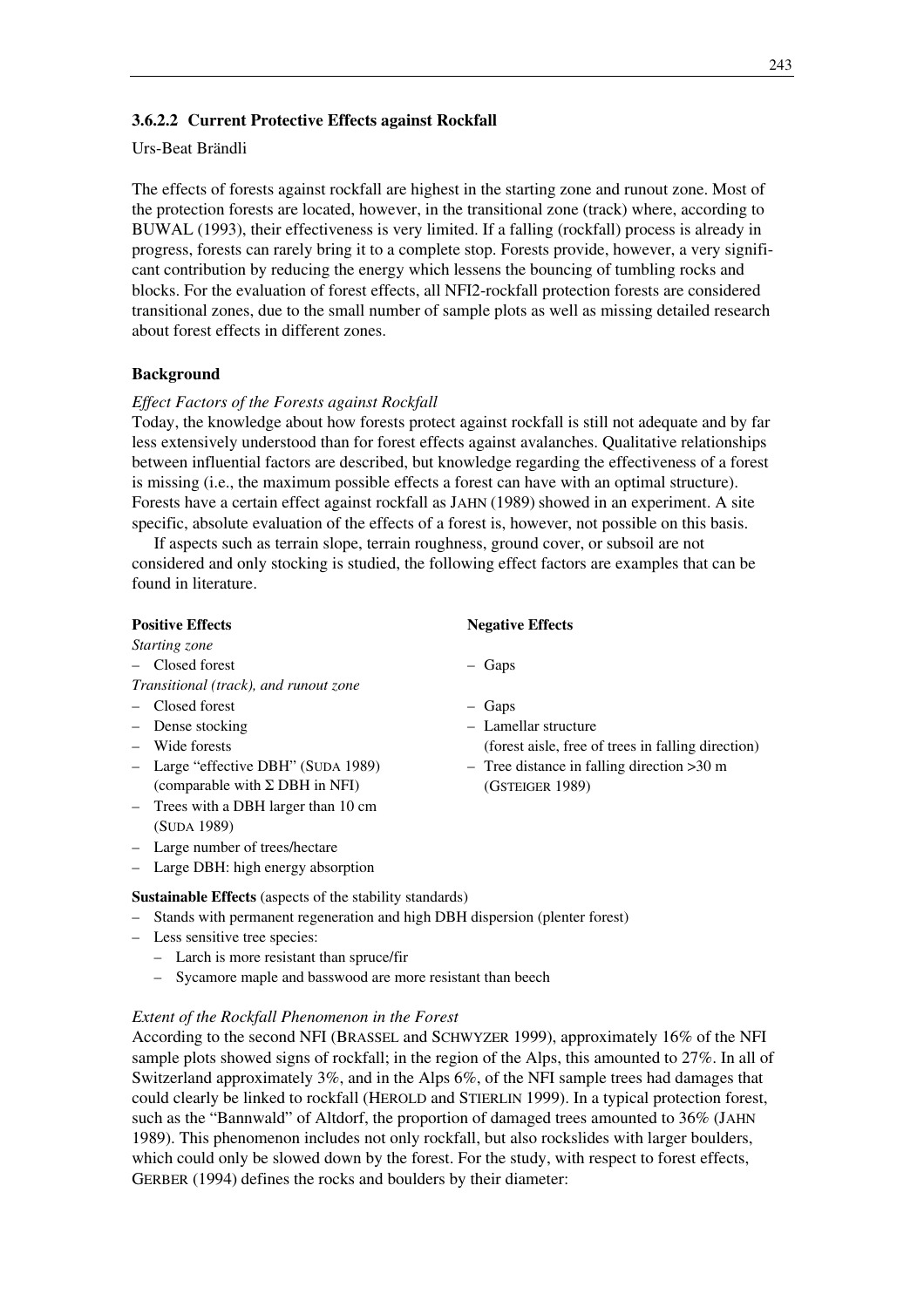### 3.6.2.2 Current Protective Effects against Rockfall

Urs-Beat Brändli

The effects of forests against rockfall are highest in the starting zone and runout zone. Most of the protection forests are located, however, in the transitional zone (track) where, according to BUWAL (1993), their effectiveness is very limited. If a falling (rockfall) process is already in progress, forests can rarely bring it to a complete stop. Forests provide, however, a very significant contribution by reducing the energy which lessens the bouncing of tumbling rocks and blocks. For the evaluation of forest effects, all NFI2-rockfall protection forests are considered transitional zones, due to the small number of sample plots as well as missing detailed research about forest effects in different zones.

#### Background

*Effect Factors of the Forests against Rockfall*

Today, the knowledge about how forests protect against rockfall is still not adequate and by far less extensively understood than for forest effects against avalanches. Qualitative relationships between influential factors are described, but knowledge regarding the effectiveness of a forest is missing (i.e., the maximum possible effects a forest can have with an optimal structure). Forests have a certain effect against rockfall as JAHN (1989) showed in an experiment. A site specific, absolute evaluation of the effects of a forest is, however, not possible on this basis.

If aspects such as terrain slope, terrain roughness, ground cover, or subsoil are not considered and only stocking is studied, the following effect factors are examples that can be found in literature.

**Positive Effects**

*Starting zone*
- Closed forest

*Transitional (track), and runout zone*
- Closed forest
- Dense stocking
- Wide forests
- Large "effective DBH" (SUDA 1989) (comparable with Σ DBH in NFI)
- Trees with a DBH larger than 10 cm (SUDA 1989)
- Large number of trees/hectare
- Large DBH: high energy absorption

**Negative Effects**

*Starting zone*
- Gaps

*Transitional (track), and runout zone*
- Gaps
- Lamellar structure (forest aisle, free of trees in falling direction)
- Tree distance in falling direction >30 m (GSTEIGER 1989)

**Sustainable Effects** (aspects of the stability standards)
- Stands with permanent regeneration and high DBH dispersion (plenter forest)
- Less sensitive tree species:
  - Larch is more resistant than spruce/fir
  - Sycamore maple and basswood are more resistant than beech

*Extent of the Rockfall Phenomenon in the Forest*

According to the second NFI (BRASSEL and SCHWYZER 1999), approximately 16% of the NFI sample plots showed signs of rockfall; in the region of the Alps, this amounted to 27%. In all of Switzerland approximately 3%, and in the Alps 6%, of the NFI sample trees had damages that could clearly be linked to rockfall (HEROLD and STIERLIN 1999). In a typical protection forest, such as the "Bannwald" of Altdorf, the proportion of damaged trees amounted to 36% (JAHN 1989). This phenomenon includes not only rockfall, but also rockslides with larger boulders, which could only be slowed down by the forest. For the study, with respect to forest effects, GERBER (1994) defines the rocks and boulders by their diameter: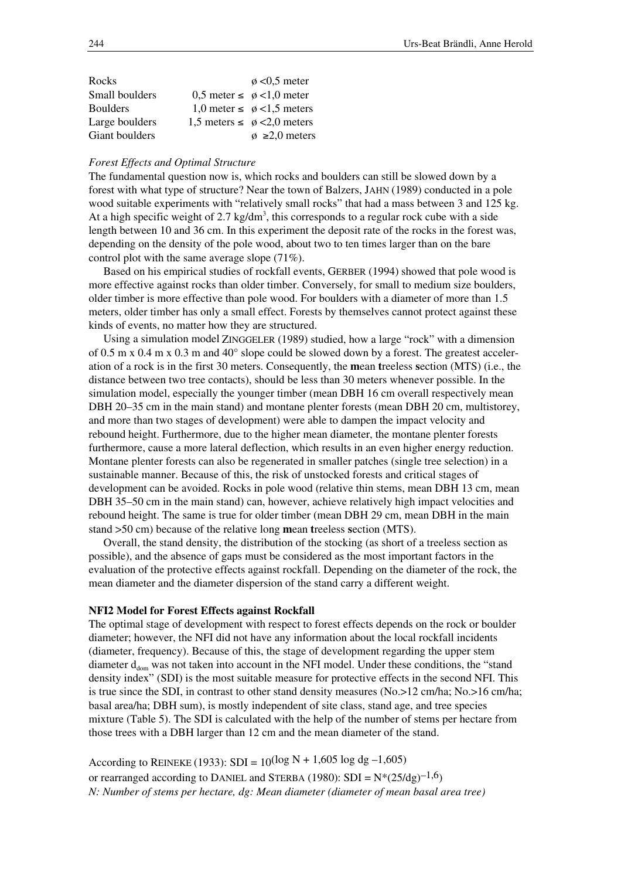| | | |
|---|---|---|
| Rocks | | ø <0,5 meter |
| Small boulders | 0,5 meter ≤ | ø <1,0 meter |
| Boulders | 1,0 meter ≤ | ø <1,5 meters |
| Large boulders | 1,5 meters ≤ | ø <2,0 meters |
| Giant boulders | | ø ≥2,0 meters |

*Forest Effects and Optimal Structure*

The fundamental question now is, which rocks and boulders can still be slowed down by a forest with what type of structure? Near the town of Balzers, JAHN (1989) conducted in a pole wood suitable experiments with "relatively small rocks" that had a mass between 3 and 125 kg. At a high specific weight of 2.7 kg/dm$^3$, this corresponds to a regular rock cube with a side length between 10 and 36 cm. In this experiment the deposit rate of the rocks in the forest was, depending on the density of the pole wood, about two to ten times larger than on the bare control plot with the same average slope (71%).

Based on his empirical studies of rockfall events, GERBER (1994) showed that pole wood is more effective against rocks than older timber. Conversely, for small to medium size boulders, older timber is more effective than pole wood. For boulders with a diameter of more than 1.5 meters, older timber has only a small effect. Forests by themselves cannot protect against these kinds of events, no matter how they are structured.

Using a simulation model ZINGGELER (1989) studied, how a large "rock" with a dimension of 0.5 m x 0.4 m x 0.3 m and 40° slope could be slowed down by a forest. The greatest acceleration of a rock is in the first 30 meters. Consequently, the **m**ean **t**reeless **s**ection (MTS) (i.e., the distance between two tree contacts), should be less than 30 meters whenever possible. In the simulation model, especially the younger timber (mean DBH 16 cm overall respectively mean DBH 20–35 cm in the main stand) and montane plenter forests (mean DBH 20 cm, multistorey, and more than two stages of development) were able to dampen the impact velocity and rebound height. Furthermore, due to the higher mean diameter, the montane plenter forests furthermore, cause a more lateral deflection, which results in an even higher energy reduction. Montane plenter forests can also be regenerated in smaller patches (single tree selection) in a sustainable manner. Because of this, the risk of unstocked forests and critical stages of development can be avoided. Rocks in pole wood (relative thin stems, mean DBH 13 cm, mean DBH 35–50 cm in the main stand) can, however, achieve relatively high impact velocities and rebound height. The same is true for older timber (mean DBH 29 cm, mean DBH in the main stand >50 cm) because of the relative long **m**ean **t**reeless **s**ection (MTS).

Overall, the stand density, the distribution of the stocking (as short of a treeless section as possible), and the absence of gaps must be considered as the most important factors in the evaluation of the protective effects against rockfall. Depending on the diameter of the rock, the mean diameter and the diameter dispersion of the stand carry a different weight.

**NFI2 Model for Forest Effects against Rockfall**

The optimal stage of development with respect to forest effects depends on the rock or boulder diameter; however, the NFI did not have any information about the local rockfall incidents (diameter, frequency). Because of this, the stage of development regarding the upper stem diameter $d_{dom}$ was not taken into account in the NFI model. Under these conditions, the "stand density index" (SDI) is the most suitable measure for protective effects in the second NFI. This is true since the SDI, in contrast to other stand density measures (No.>12 cm/ha; No.>16 cm/ha; basal area/ha; DBH sum), is mostly independent of site class, stand age, and tree species mixture (Table 5). The SDI is calculated with the help of the number of stems per hectare from those trees with a DBH larger than 12 cm and the mean diameter of the stand.

According to REINEKE (1933): $SDI = 10^{(\log N + 1{,}605 \log dg - 1{,}605)}$

or rearranged according to DANIEL and STERBA (1980): $SDI = N^*(25/dg)^{-1{,}6})$

*N: Number of stems per hectare, dg: Mean diameter (diameter of mean basal area tree)*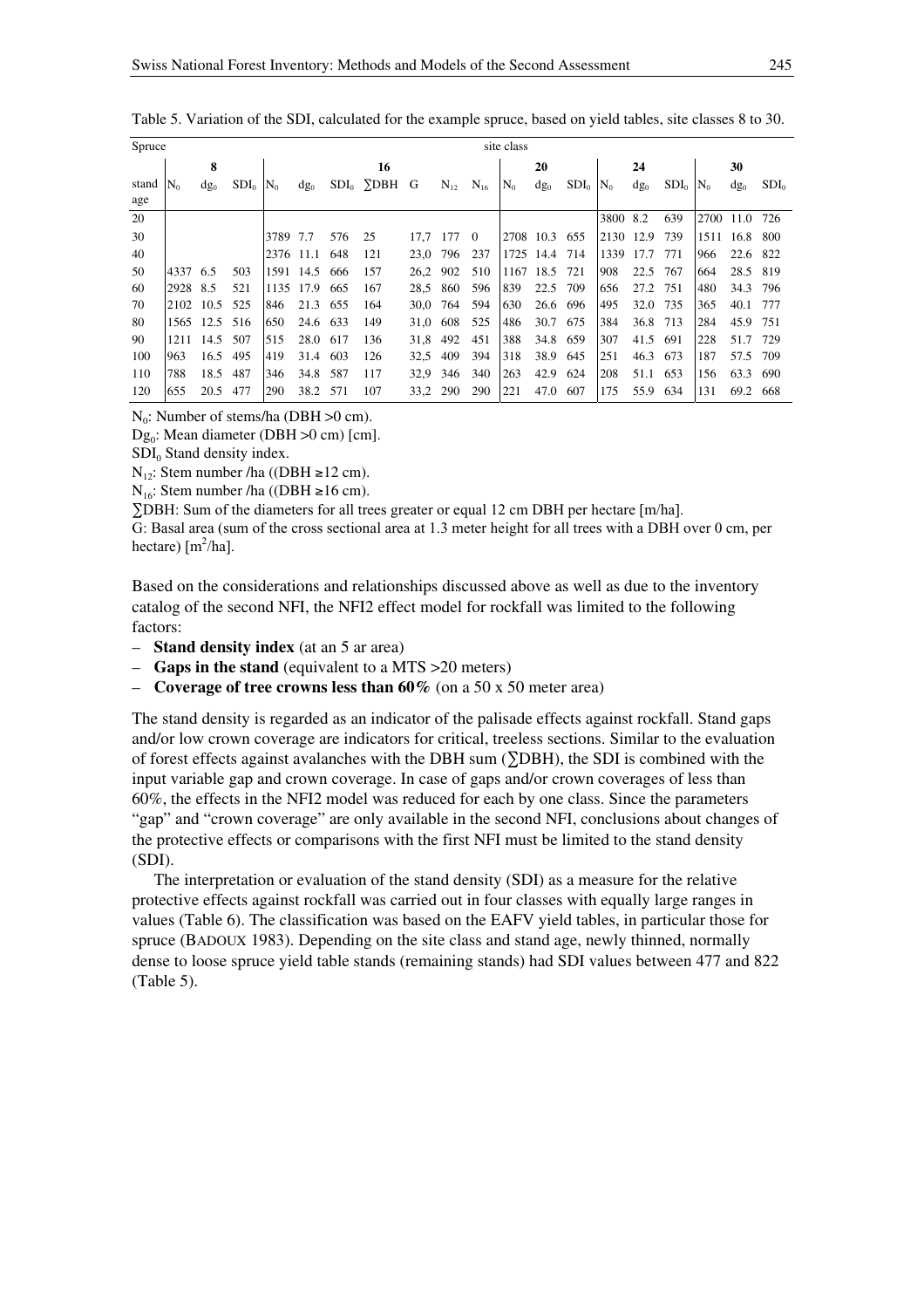Table 5. Variation of the SDI, calculated for the example spruce, based on yield tables, site classes 8 to 30.

| Spruce | site class | | | | | | | | | | | | | | | | | | | |
|---|---|---|---|---|---|---|---|---|---|---|---|---|---|---|---|---|---|---|---|---|
| | 8 | | | 16 | | | | | | | 20 | | | 24 | | | 30 | | | |
| stand age | $N_0$ | $dg_0$ | $SDI_0$ | $N_0$ | $dg_0$ | $SDI_0$ | ∑DBH | G | $N_{12}$ | $N_{16}$ | $N_0$ | $dg_0$ | $SDI_0$ | $N_0$ | $dg_0$ | $SDI_0$ | $N_0$ | $dg_0$ | $SDI_0$ | |
| 20 | | | | | | | | | | | | | | 3800 | 8.2 | 639 | 2700 | 11.0 | 726 | |
| 30 | | | | 3789 | 7.7 | 576 | 25 | 17,7 | 177 | 0 | 2708 | 10.3 | 655 | 2130 | 12.9 | 739 | 1511 | 16.8 | 800 | |
| 40 | | | | 2376 | 11.1 | 648 | 121 | 23,0 | 796 | 237 | 1725 | 14.4 | 714 | 1339 | 17.7 | 771 | 966 | 22.6 | 822 | |
| 50 | 4337 | 6.5 | 503 | 1591 | 14.5 | 666 | 157 | 26,2 | 902 | 510 | 1167 | 18.5 | 721 | 908 | 22.5 | 767 | 664 | 28.5 | 819 | |
| 60 | 2928 | 8.5 | 521 | 1135 | 17.9 | 665 | 167 | 28,5 | 860 | 596 | 839 | 22.5 | 709 | 656 | 27.2 | 751 | 480 | 34.3 | 796 | |
| 70 | 2102 | 10.5 | 525 | 846 | 21.3 | 655 | 164 | 30,0 | 764 | 594 | 630 | 26.6 | 696 | 495 | 32.0 | 735 | 365 | 40.1 | 777 | |
| 80 | 1565 | 12.5 | 516 | 650 | 24.6 | 633 | 149 | 31,0 | 608 | 525 | 486 | 30.7 | 675 | 384 | 36.8 | 713 | 284 | 45.9 | 751 | |
| 90 | 1211 | 14.5 | 507 | 515 | 28.0 | 617 | 136 | 31,8 | 492 | 451 | 388 | 34.8 | 659 | 307 | 41.5 | 691 | 228 | 51.7 | 729 | |
| 100 | 963 | 16.5 | 495 | 419 | 31.4 | 603 | 126 | 32,5 | 409 | 394 | 318 | 38.9 | 645 | 251 | 46.3 | 673 | 187 | 57.5 | 709 | |
| 110 | 788 | 18.5 | 487 | 346 | 34.8 | 587 | 117 | 32,9 | 346 | 340 | 263 | 42.9 | 624 | 208 | 51.1 | 653 | 156 | 63.3 | 690 | |
| 120 | 655 | 20.5 | 477 | 290 | 38.2 | 571 | 107 | 33,2 | 290 | 290 | 221 | 47.0 | 607 | 175 | 55.9 | 634 | 131 | 69.2 | 668 | |

$N_0$: Number of stems/ha (DBH >0 cm).

$Dg_0$: Mean diameter (DBH >0 cm) [cm].

$SDI_0$ Stand density index.

$N_{12}$: Stem number /ha ((DBH ≥12 cm).

$N_{16}$: Stem number /ha ((DBH ≥16 cm).

∑DBH: Sum of the diameters for all trees greater or equal 12 cm DBH per hectare [m/ha].

G: Basal area (sum of the cross sectional area at 1.3 meter height for all trees with a DBH over 0 cm, per hectare) [$m^2$/ha].

Based on the considerations and relationships discussed above as well as due to the inventory catalog of the second NFI, the NFI2 effect model for rockfall was limited to the following factors:

- **Stand density index** (at an 5 ar area)
- **Gaps in the stand** (equivalent to a MTS >20 meters)
- **Coverage of tree crowns less than 60%** (on a 50 x 50 meter area)

The stand density is regarded as an indicator of critical palisade effects against rockfall. Stand gaps and/or low crown coverage are indicators for critical, treeless sections. Similar to the evaluation of forest effects against avalanches with the DBH sum (∑DBH), the SDI is combined with the input variable gap and crown coverage. In case of gaps and/or crown coverages of less than 60%, the effects in the NFI2 model was reduced for each by one class. Since the parameters "gap" and "crown coverage" are only available in the second NFI, conclusions about changes of the protective effects or comparisons with the first NFI must be limited to the stand density (SDI).

The interpretation or evaluation of the stand density (SDI) as a measure for the relative protective effects against rockfall was carried out in four classes with equally large ranges in values (Table 6). The classification was based on the EAFV yield tables, in particular those for spruce (BADOUX 1983). Depending on the site class and stand age, newly thinned, normally dense to loose spruce yield table stands (remaining stands) had SDI values between 477 and 822 (Table 5).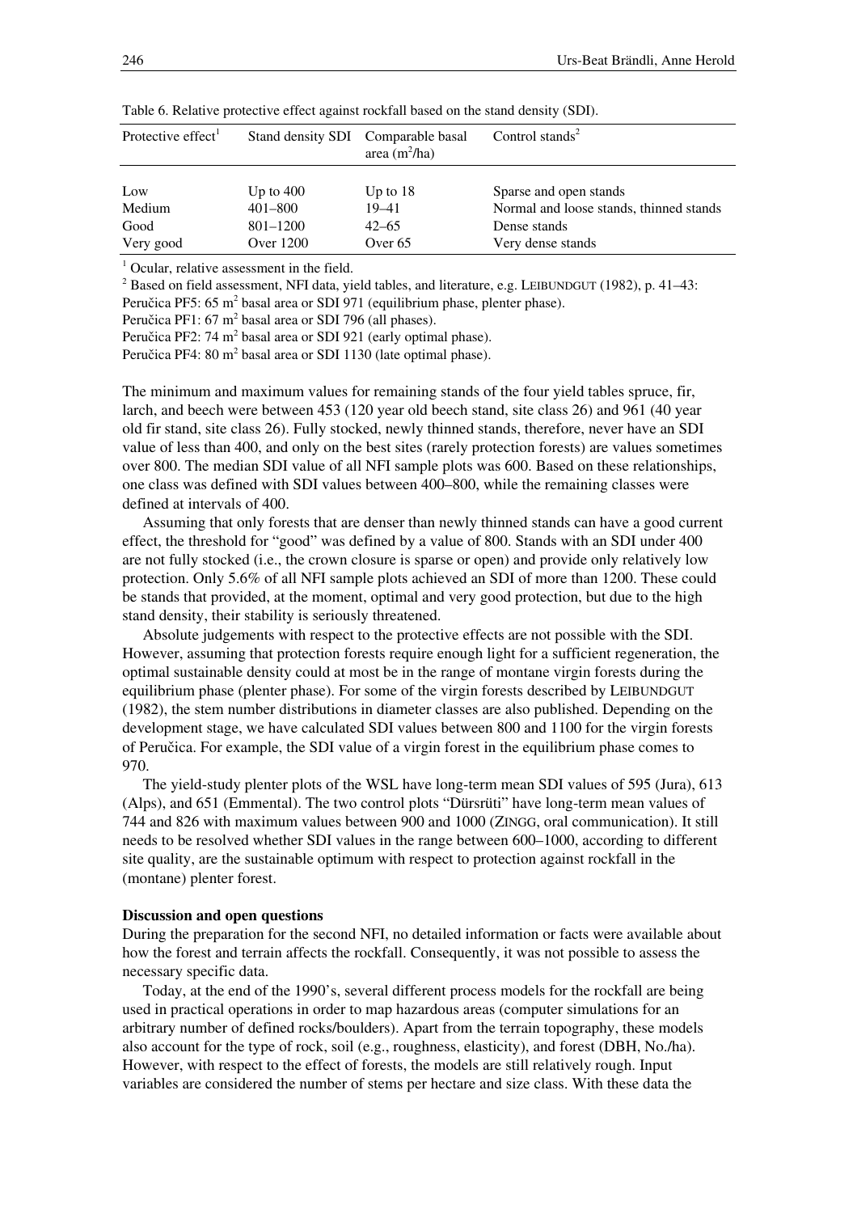Table 6. Relative protective effect against rockfall based on the stand density (SDI).

| Protective effect[1] | Stand density SDI | Comparable basal area ($m^2$/ha) | Control stands[2] |
|---|---|---|---|
| Low | Up to 400 | Up to 18 | Sparse and open stands |
| Medium | 401–800 | 19–41 | Normal and loose stands, thinned stands |
| Good | 801–1200 | 42–65 | Dense stands |
| Very good | Over 1200 | Over 65 | Very dense stands |

[1] Ocular, relative assessment in the field.
[2] Based on field assessment, NFI data, yield tables, and literature, e.g. LEIBUNDGUT (1982), p. 41–43:
Peručica PF5: 65 $m^2$ basal area or SDI 971 (equilibrium phase, plenter phase).
Peručica PF1: 67 $m^2$ basal area or SDI 796 (all phases).
Peručica PF2: 74 $m^2$ basal area or SDI 921 (early optimal phase).
Peručica PF4: 80 $m^2$ basal area or SDI 1130 (late optimal phase).

The minimum and maximum values for remaining stands of the four yield tables spruce, fir, larch, and beech were between 453 (120 year old beech stand, site class 26) and 961 (40 year old fir stand, site class 26). Fully stocked, newly thinned stands, therefore, never have an SDI value of less than 400, and only on the best sites (rarely protection forests) are values sometimes over 800. The median SDI value of all NFI sample plots was 600. Based on these relationships, one class was defined with SDI values between 400–800, while the remaining classes were defined at intervals of 400.

Assuming that only forests that are denser than newly thinned stands can have a good current effect, the threshold for "good" was defined by a value of 800. Stands with an SDI under 400 are not fully stocked (i.e., the crown closure is sparse or open) and provide only relatively low protection. Only 5.6% of all NFI sample plots achieved an SDI of more than 1200. These could be stands that provided, at the moment, optimal and very good protection, but due to the high stand density, their stability is seriously threatened.

Absolute judgements with respect to the protective effects are not possible with the SDI. However, assuming that protection forests require enough light for a sufficient regeneration, the optimal sustainable density could at most be in the range of montane virgin forests during the equilibrium phase (plenter phase). For some of the virgin forests described by LEIBUNDGUT (1982), the stem number distributions in diameter classes are also published. Depending on the development stage, we have calculated SDI values between 800 and 1100 for the virgin forests of Peručica. For example, the SDI value of a virgin forest in the equilibrium phase comes to 970.

The yield-study plenter plots of the WSL have long-term mean SDI values of 595 (Jura), 613 (Alps), and 651 (Emmental). The two control plots "Dürsrüti" have long-term mean values of 744 and 826 with maximum values between 900 and 1000 (ZINGG, oral communication). It still needs to be resolved whether SDI values in the range between 600–1000, according to different site quality, are the sustainable optimum with respect to protection against rockfall in the (montane) plenter forest.

**Discussion and open questions**

During the preparation for the second NFI, no detailed information or facts were available about how the forest and terrain affects the rockfall. Consequently, it was not possible to assess the necessary specific data.

Today, at the end of the 1990's, several different process models for the rockfall are being used in practical operations in order to map hazardous areas (computer simulations for an arbitrary number of defined rocks/boulders). Apart from the terrain topography, these models also account for the type of rock, soil (e.g., roughness, elasticity), and forest (DBH, No./ha). However, with respect to the effect of forests, the models are still relatively rough. Input variables are considered the number of stems per hectare and size class. With these data the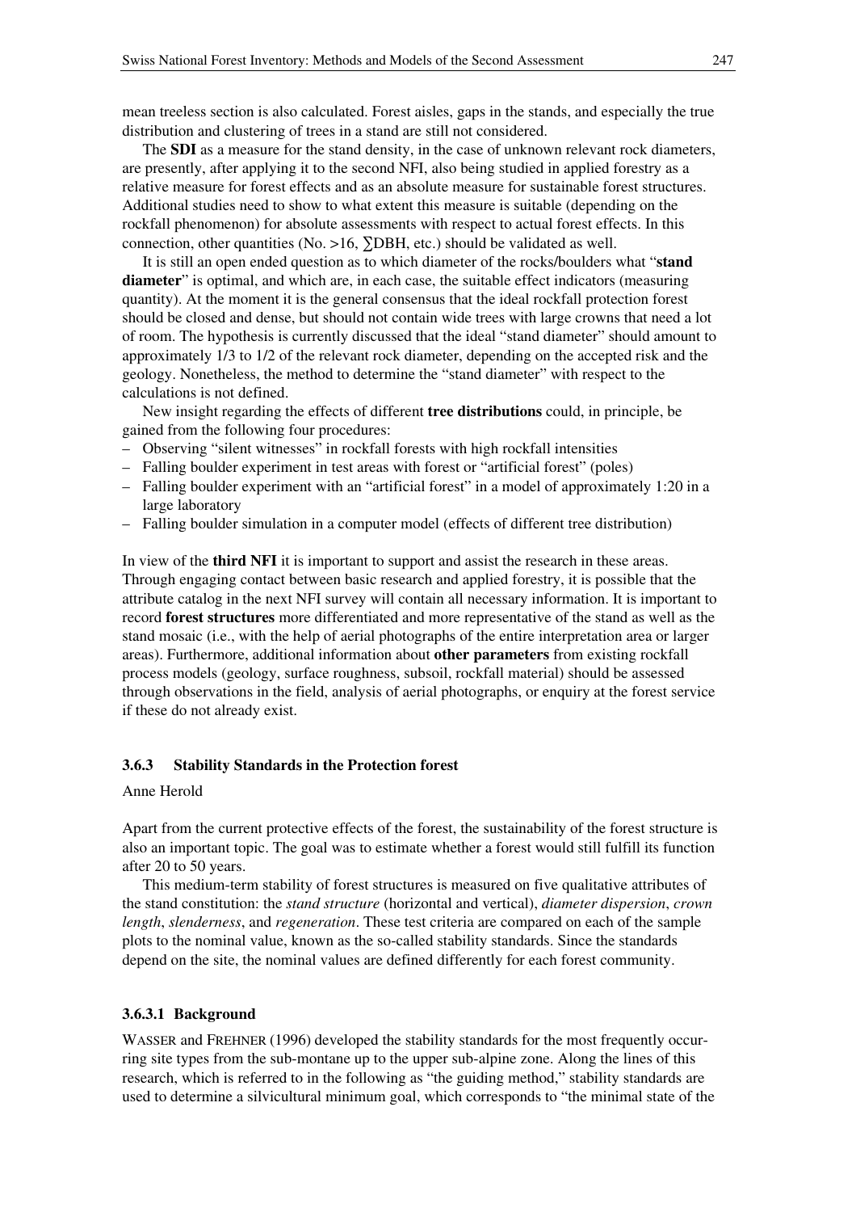mean treeless section is also calculated. Forest aisles, gaps in the stands, and especially the true distribution and clustering of trees in a stand are still not considered.

The **SDI** as a measure for the stand density, in the case of unknown relevant rock diameters, are presently, after applying it to the second NFI, also being studied in applied forestry as a relative measure for forest effects and as an absolute measure for sustainable forest structures. Additional studies need to show to what extent this measure is suitable (depending on the rockfall phenomenon) for absolute assessments with respect to actual forest effects. In this connection, other quantities (No. >16, ∑DBH, etc.) should be validated as well.

It is still an open ended question as to which diameter of the rocks/boulders what "**stand diameter**" is optimal, and which are, in each case, the suitable effect indicators (measuring quantity). At the moment it is the general consensus that the ideal rockfall protection forest should be closed and dense, but should not contain wide trees with large crowns that need a lot of room. The hypothesis is currently discussed that the ideal "stand diameter" should amount to approximately 1/3 to 1/2 of the relevant rock diameter, depending on the accepted risk and the geology. Nonetheless, the method to determine the "stand diameter" with respect to the calculations is not defined.

New insight regarding the effects of different **tree distributions** could, in principle, be gained from the following four procedures:

- Observing "silent witnesses" in rockfall forests with high rockfall intensities
- Falling boulder experiment in test areas with forest or "artificial forest" (poles)
- Falling boulder experiment with an "artificial forest" in a model of approximately 1:20 in a large laboratory
- Falling boulder simulation in a computer model (effects of different tree distribution)

In view of the **third NFI** it is important to support and assist the research in these areas. Through engaging contact between basic research and applied forestry, it is possible that the attribute catalog in the next NFI survey will contain all necessary information. It is important to record **forest structures** more differentiated and more representative of the stand as well as the stand mosaic (i.e., with the help of aerial photographs of the entire interpretation area or larger areas). Furthermore, additional information about **other parameters** from existing rockfall process models (geology, surface roughness, subsoil, rockfall material) should be assessed through observations in the field, analysis of aerial photographs, or enquiry at the forest service if these do not already exist.

### 3.6.3 Stability Standards in the Protection forest

Anne Herold

Apart from the current protective effects of the forest, the sustainability of the forest structure is also an important topic. The goal was to estimate whether a forest would still fulfill its function after 20 to 50 years.

This medium-term stability of forest structures is measured on five qualitative attributes of the stand constitution: the *stand structure* (horizontal and vertical), *diameter dispersion*, *crown length*, *slenderness*, and *regeneration*. These test criteria are compared on each of the sample plots to the nominal value, known as the so-called stability standards. Since the standards depend on the site, the nominal values are defined differently for each forest community.

#### 3.6.3.1 Background

WASSER and FREHNER (1996) developed the stability standards for the most frequently occurring site types from the sub-montane up to the upper sub-alpine zone. Along the lines of this research, which is referred to in the following as "the guiding method," stability standards are used to determine a silvicultural minimum goal, which corresponds to "the minimal state of the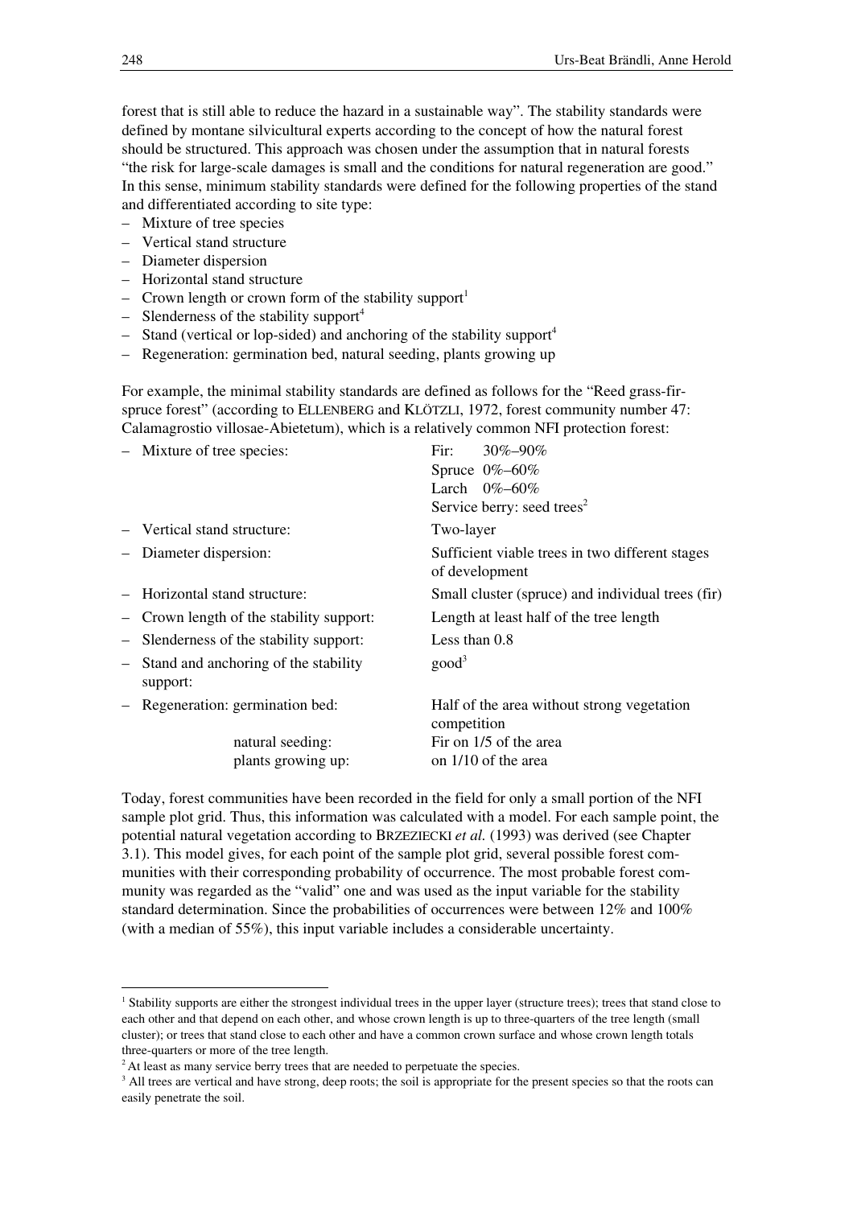forest that is still able to reduce the hazard in a sustainable way". The stability standards were defined by montane silvicultural experts according to the concept of how the natural forest should be structured. This approach was chosen under the assumption that in natural forests "the risk for large-scale damages is small and the conditions for natural regeneration are good." In this sense, minimum stability standards were defined for the following properties of the stand and differentiated according to site type:

- Mixture of tree species
- Vertical stand structure
- Diameter dispersion
- Horizontal stand structure
- Crown length or crown form of the stability support[1]
- Slenderness of the stability support[4]
- Stand (vertical or lop-sided) and anchoring of the stability support[4]
- Regeneration: germination bed, natural seeding, plants growing up

For example, the minimal stability standards are defined as follows for the "Reed grass-fir-spruce forest" (according to ELLENBERG and KLÖTZLI, 1972, forest community number 47: Calamagrostio villosae-Abietetum), which is a relatively common NFI protection forest:

| | |
|---|---|
| – Mixture of tree species: | Fir: 30%–90%<br>Spruce 0%–60%<br>Larch 0%–60%<br>Service berry: seed trees[2] |
| – Vertical stand structure: | Two-layer |
| – Diameter dispersion: | Sufficient viable trees in two different stages of development |
| – Horizontal stand structure: | Small cluster (spruce) and individual trees (fir) |
| – Crown length of the stability support: | Length at least half of the tree length |
| – Slenderness of the stability support: | Less than 0.8 |
| – Stand and anchoring of the stability support: | good[3] |
| – Regeneration: germination bed: | Half of the area without strong vegetation competition |
| natural seeding: | Fir on 1/5 of the area |
| plants growing up: | on 1/10 of the area |

Today, forest communities have been recorded in the field for only a small portion of the NFI sample plot grid. Thus, this information was calculated with a model. For each sample point, the potential natural vegetation according to BRZEZIECKI *et al.* (1993) was derived (see Chapter 3.1). This model gives, for each point of the sample plot grid, several possible forest communities with their corresponding probability of occurrence. The most probable forest community was regarded as the "valid" one and was used as the input variable for the stability standard determination. Since the probabilities of occurrences were between 12% and 100% (with a median of 55%), this input variable includes a considerable uncertainty.

---

[1] Stability supports are either the strongest individual trees in the upper layer (structure trees); trees that stand close to each other and that depend on each other, and whose crown length is up to three-quarters of the tree length (small cluster); or trees that stand close to each other and have a common crown surface and whose crown length totals three-quarters or more of the tree length.

[2] At least as many service berry trees that are needed to perpetuate the species.

[3] All trees are vertical and have strong, deep roots; the soil is appropriate for the present species so that the roots can easily penetrate the soil.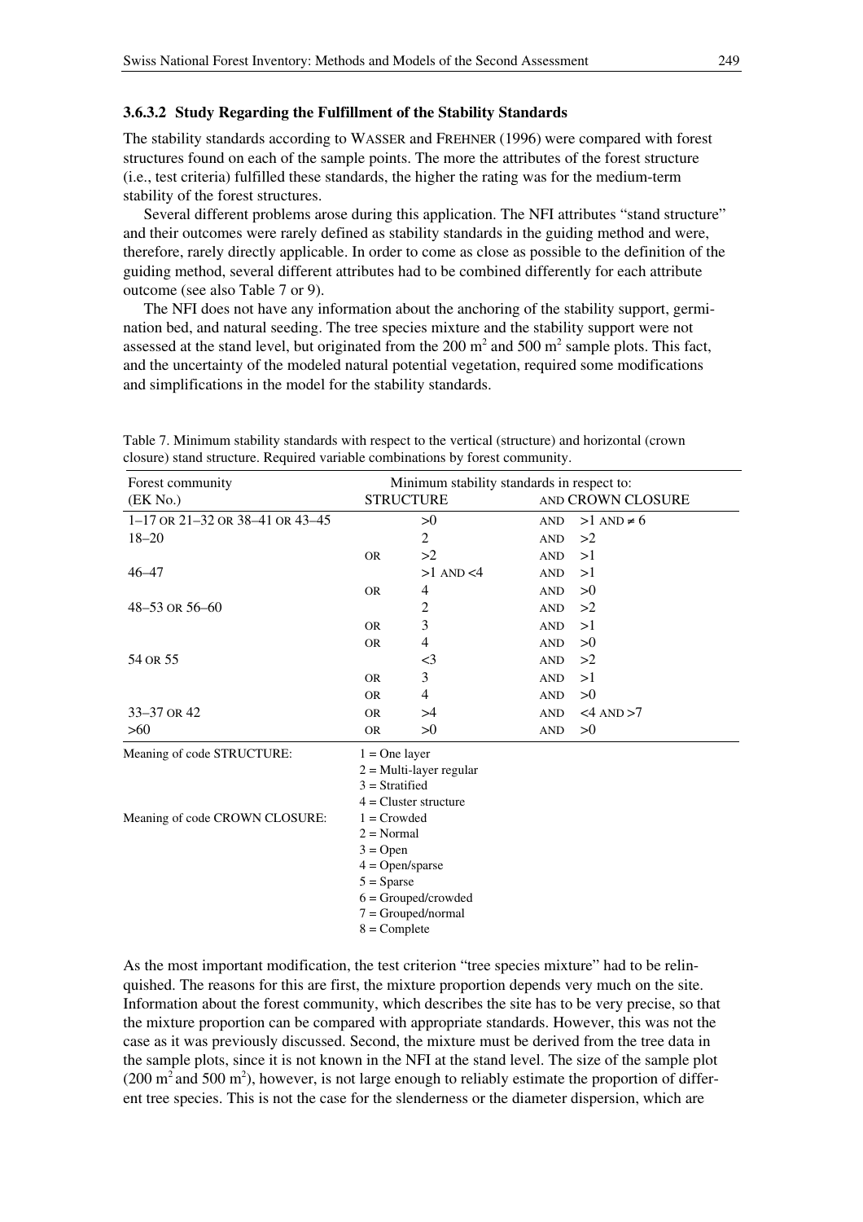### 3.6.3.2 Study Regarding the Fulfillment of the Stability Standards

The stability standards according to WASSER and FREHNER (1996) were compared with forest structures found on each of the sample points. The more the attributes of the forest structure (i.e., test criteria) fulfilled these standards, the higher the rating was for the medium-term stability of the forest structures.

Several different problems arose during this application. The NFI attributes "stand structure" and their outcomes were rarely defined as stability standards in the guiding method and were, therefore, rarely directly applicable. In order to come as close as possible to the definition of the guiding method, several different attributes had to be combined differently for each attribute outcome (see also Table 7 or 9).

The NFI does not have any information about the anchoring of the stability support, germination bed, and natural seeding. The tree species mixture and the stability support were not assessed at the stand level, but originated from the 200 m$^2$ and 500 m$^2$ sample plots. This fact, and the uncertainty of the modeled natural potential vegetation, required some modifications and simplifications in the model for the stability standards.

Table 7. Minimum stability standards with respect to the vertical (structure) and horizontal (crown closure) stand structure. Required variable combinations by forest community.

| Forest community (EK No.) | | Minimum stability standards in respect to: STRUCTURE | | AND CROWN CLOSURE |
|---|---|---|---|---|
| 1–17 OR 21–32 OR 38–41 OR 43–45 | | >0 | AND | >1 AND ≠ 6 |
| 18–20 | | 2 | AND | >2 |
| | OR | >2 | AND | >1 |
| 46–47 | | >1 AND <4 | AND | >1 |
| | OR | 4 | AND | >0 |
| 48–53 OR 56–60 | | 2 | AND | >2 |
| | OR | 3 | AND | >1 |
| | OR | 4 | AND | >0 |
| 54 OR 55 | | <3 | AND | >2 |
| | OR | 3 | AND | >1 |
| | OR | 4 | AND | >0 |
| 33–37 OR 42 | OR | >4 | AND | <4 AND >7 |
| >60 | OR | >0 | AND | >0 |

Meaning of code STRUCTURE:
- 1 = One layer
- 2 = Multi-layer regular
- 3 = Stratified
- 4 = Cluster structure

Meaning of code CROWN CLOSURE:
- 1 = Crowded
- 2 = Normal
- 3 = Open
- 4 = Open/sparse
- 5 = Sparse
- 6 = Grouped/crowded
- 7 = Grouped/normal
- 8 = Complete

As the most important modification, the test criterion "tree species mixture" had to be relinquished. The reasons for this are first, the mixture proportion depends very much on the site. Information about the forest community, which describes the site has to be very precise, so that the mixture proportion can be compared with appropriate standards. However, this was not the case as it was previously discussed. Second, the mixture must be derived from the tree data in the sample plots, since it is not known in the NFI at the stand level. The size of the sample plot (200 m$^2$ and 500 m$^2$), however, is not large enough to reliably estimate the proportion of different tree species. This is not the case for the slenderness or the diameter dispersion, which are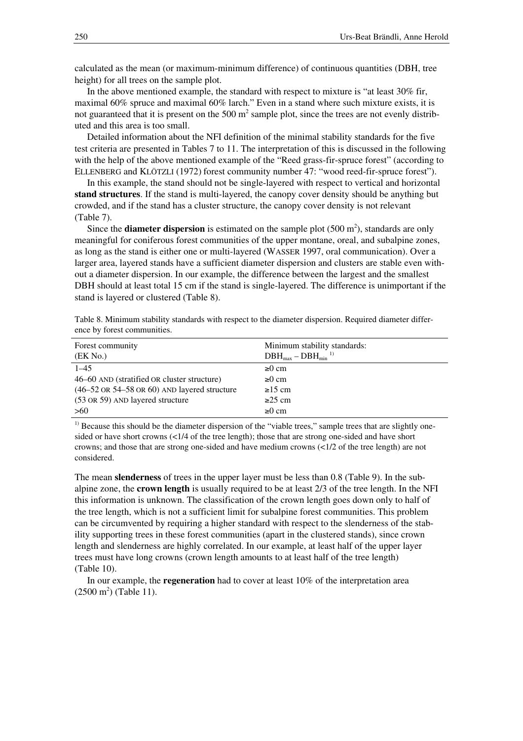calculated as the mean (or maximum-minimum difference) of continuous quantities (DBH, tree height) for all trees on the sample plot.

In the above mentioned example, the standard with respect to mixture is "at least 30% fir, maximal 60% spruce and maximal 60% larch." Even in a stand where such mixture exists, it is not guaranteed that it is present on the 500 $m^2$ sample plot, since the trees are not evenly distributed and this area is too small.

Detailed information about the NFI definition of the minimal stability standards for the five test criteria are presented in Tables 7 to 11. The interpretation of this is discussed in the following with the help of the above mentioned example of the "Reed grass-fir-spruce forest" (according to ELLENBERG and KLÖTZLI (1972) forest community number 47: "wood reed-fir-spruce forest").

In this example, the stand should not be single-layered with respect to vertical and horizontal **stand structures**. If the stand is multi-layered, the canopy cover density should be anything but crowded, and if the stand has a cluster structure, the canopy cover density is not relevant (Table 7).

Since the **diameter dispersion** is estimated on the sample plot (500 $m^2$), standards are only meaningful for coniferous forest communities of the upper montane, oreal, and subalpine zones, as long as the stand is either one or multi-layered (WASSER 1997, oral communication). Over a larger area, layered stands have a sufficient diameter dispersion and clusters are stable even without a diameter dispersion. In our example, the difference between the largest and the smallest DBH should at least total 15 cm if the stand is single-layered. The difference is unimportant if the stand is layered or clustered (Table 8).

Table 8. Minimum stability standards with respect to the diameter dispersion. Required diameter difference by forest communities.

| Forest community (EK No.) | Minimum stability standards: $DBH_{max} - DBH_{min}$ [1] |
|---|---|
| 1–45 | ≥0 cm |
| 46–60 AND (stratified OR cluster structure) | ≥0 cm |
| (46–52 OR 54–58 OR 60) AND layered structure | ≥15 cm |
| (53 OR 59) AND layered structure | ≥25 cm |
| >60 | ≥0 cm |

[1] Because this should be the diameter dispersion of the "viable trees," sample trees that are slightly one-sided or have short crowns (<1/4 of the tree length); those that are strong one-sided and have short crowns; and those that are strong one-sided and have medium crowns (<1/2 of the tree length) are not considered.

The mean **slenderness** of trees in the upper layer must be less than 0.8 (Table 9). In the subalpine zone, the **crown length** is usually required to be at least 2/3 of the tree length. In the NFI this information is unknown. The classification of the crown length goes down only to half of the tree length, which is not a sufficient limit for subalpine forest communities. This problem can be circumvented by requiring a higher standard with respect to the slenderness of the stability supporting trees in these forest communities (apart in the clustered stands), since crown length and slenderness are highly correlated. In our example, at least half of the upper layer trees must have long crowns (crown length amounts to at least half of the tree length) (Table 10).

In our example, the **regeneration** had to cover at least 10% of the interpretation area (2500 $m^2$) (Table 11).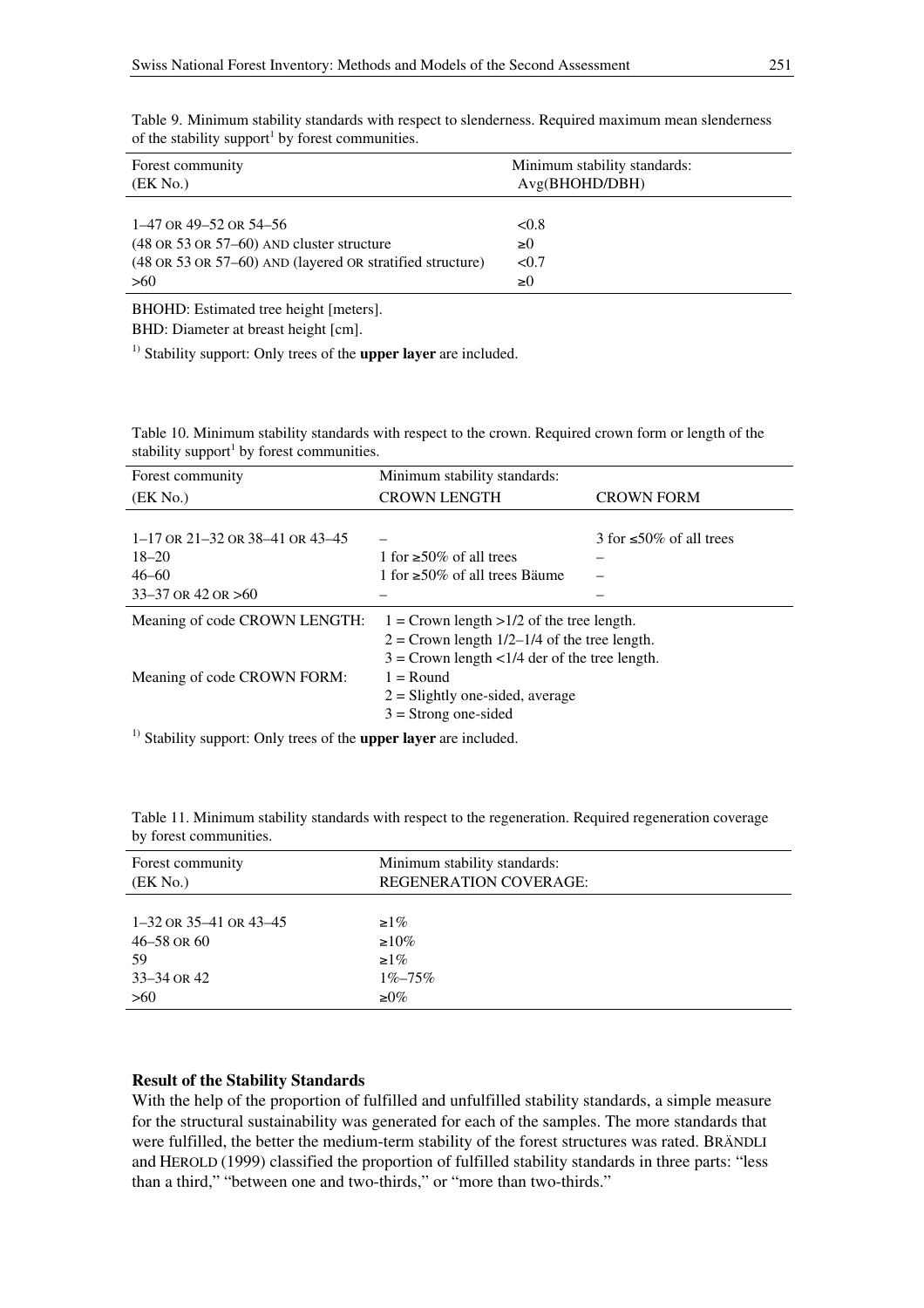Table 9. Minimum stability standards with respect to slenderness. Required maximum mean slenderness of the stability support[1] by forest communities.

| Forest community (EK No.) | Minimum stability standards: Avg(BHOHD/DBH) |
|---|---|
| 1–47 OR 49–52 OR 54–56 | <0.8 |
| (48 OR 53 OR 57–60) AND cluster structure | ≥0 |
| (48 OR 53 OR 57–60) AND (layered OR stratified structure) | <0.7 |
| >60 | ≥0 |

BHOHD: Estimated tree height [meters].

BHD: Diameter at breast height [cm].

[1] Stability support: Only trees of the **upper layer** are included.

Table 10. Minimum stability standards with respect to the crown. Required crown form or length of the stability support[1] by forest communities.

| Forest community (EK No.) | Minimum stability standards: CROWN LENGTH | CROWN FORM |
|---|---|---|
| 1–17 OR 21–32 OR 38–41 OR 43–45 | – | 3 for ≤50% of all trees |
| 18–20 | 1 for ≥50% of all trees | – |
| 46–60 | 1 for ≥50% of all trees Bäume | – |
| 33–37 OR 42 OR >60 | – | – |
| Meaning of code CROWN LENGTH: | 1 = Crown length >1/2 of the tree length.<br>2 = Crown length 1/2–1/4 of the tree length.<br>3 = Crown length <1/4 der of the tree length. | |
| Meaning of code CROWN FORM: | 1 = Round<br>2 = Slightly one-sided, average<br>3 = Strong one-sided | |

[1] Stability support: Only trees of the **upper layer** are included.

Table 11. Minimum stability standards with respect to the regeneration. Required regeneration coverage by forest communities.

| Forest community (EK No.) | Minimum stability standards: REGENERATION COVERAGE: |
|---|---|
| 1–32 OR 35–41 OR 43–45 | ≥1% |
| 46–58 OR 60 | ≥10% |
| 59 | ≥1% |
| 33–34 OR 42 | 1%–75% |
| >60 | ≥0% |

**Result of the Stability Standards**

With the help of the proportion of fulfilled and unfulfilled stability standards, a simple measure for the structural sustainability was generated for each of the samples. The more standards that were fulfilled, the better the medium-term stability of the forest structures was rated. BRÄNDLI and HEROLD (1999) classified the proportion of fulfilled stability standards in three parts: "less than a third," "between one and two-thirds," or "more than two-thirds."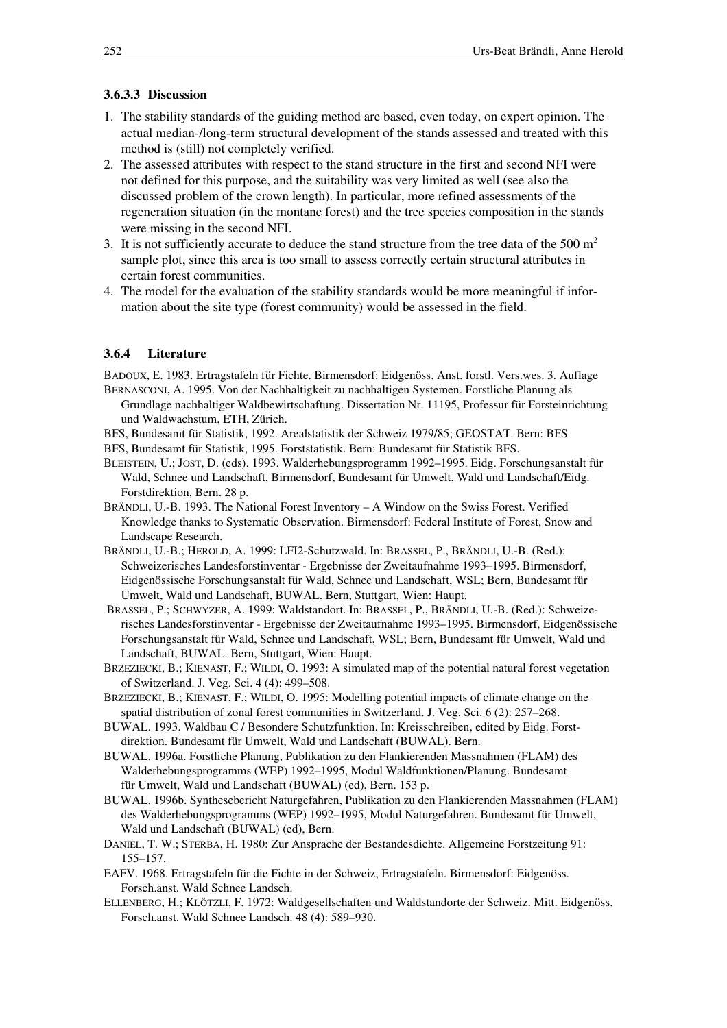### 3.6.3.3 Discussion

1. The stability standards of the guiding method are based, even today, on expert opinion. The actual median-/long-term structural development of the stands assessed and treated with this method is (still) not completely verified.
2. The assessed attributes with respect to the stand structure in the first and second NFI were not defined for this purpose, and the suitability was very limited as well (see also the discussed problem of the crown length). In particular, more refined assessments of the regeneration situation (in the montane forest) and the tree species composition in the stands were missing in the second NFI.
3. It is not sufficiently accurate to deduce the stand structure from the tree data of the 500 $m^2$ sample plot, since this area is too small to assess correctly certain structural attributes in certain forest communities.
4. The model for the evaluation of the stability standards would be more meaningful if information about the site type (forest community) would be assessed in the field.

### 3.6.4 Literature

BADOUX, E. 1983. Ertragstafeln für Fichte. Birmensdorf: Eidgenöss. Anst. forstl. Vers.wes. 3. Auflage

BERNASCONI, A. 1995. Von der Nachhaltigkeit zu nachhaltigen Systemen. Forstliche Planung als Grundlage nachhaltiger Waldbewirtschaftung. Dissertation Nr. 11195, Professur für Forsteinrichtung und Waldwachstum, ETH, Zürich.

BFS, Bundesamt für Statistik, 1992. Arealstatistik der Schweiz 1979/85; GEOSTAT. Bern: BFS

BFS, Bundesamt für Statistik, 1995. Forststatistik. Bern: Bundesamt für Statistik BFS.

BLEISTEIN, U.; JOST, D. (eds). 1993. Walderhebungsprogramm 1992–1995. Eidg. Forschungsanstalt für Wald, Schnee und Landschaft, Birmensdorf, Bundesamt für Umwelt, Wald und Landschaft/Eidg. Forstdirektion, Bern. 28 p.

BRÄNDLI, U.-B. 1993. The National Forest Inventory – A Window on the Swiss Forest. Verified Knowledge thanks to Systematic Observation. Birmensdorf: Federal Institute of Forest, Snow and Landscape Research.

BRÄNDLI, U.-B.; HEROLD, A. 1999: LFI2-Schutzwald. In: BRASSEL, P., BRÄNDLI, U.-B. (Red.): Schweizerisches Landesforstinventar - Ergebnisse der Zweitaufnahme 1993–1995. Birmensdorf, Eidgenössische Forschungsanstalt für Wald, Schnee und Landschaft, WSL; Bern, Bundesamt für Umwelt, Wald und Landschaft, BUWAL. Bern, Stuttgart, Wien: Haupt.

BRASSEL, P.; SCHWYZER, A. 1999: Waldstandort. In: BRASSEL, P., BRÄNDLI, U.-B. (Red.): Schweizerisches Landesforstinventar - Ergebnisse der Zweitaufnahme 1993–1995. Birmensdorf, Eidgenössische Forschungsanstalt für Wald, Schnee und Landschaft, WSL; Bern, Bundesamt für Umwelt, Wald und Landschaft, BUWAL. Bern, Stuttgart, Wien: Haupt.

BRZEZIECKI, B.; KIENAST, F.; WILDI, O. 1993: A simulated map of the potential natural forest vegetation of Switzerland. J. Veg. Sci. 4 (4): 499–508.

BRZEZIECKI, B.; KIENAST, F.; WILDI, O. 1995: Modelling potential impacts of climate change on the spatial distribution of zonal forest communities in Switzerland. J. Veg. Sci. 6 (2): 257–268.

BUWAL. 1993. Waldbau C / Besondere Schutzfunktion. In: Kreisschreiben, edited by Eidg. Forstdirektion. Bundesamt für Umwelt, Wald und Landschaft (BUWAL). Bern.

BUWAL. 1996a. Forstliche Planung, Publikation zu den Flankierenden Massnahmen (FLAM) des Walderhebungsprogramms (WEP) 1992–1995, Modul Waldfunktionen/Planung. Bundesamt für Umwelt, Wald und Landschaft (BUWAL) (ed), Bern. 153 p.

BUWAL. 1996b. Synthesebericht Naturgefahren, Publikation zu den Flankierenden Massnahmen (FLAM) des Walderhebungsprogramms (WEP) 1992–1995, Modul Naturgefahren. Bundesamt für Umwelt, Wald und Landschaft (BUWAL) (ed), Bern.

DANIEL, T. W.; STERBA, H. 1980: Zur Ansprache der Bestandesdichte. Allgemeine Forstzeitung 91: 155–157.

EAFV. 1968. Ertragstafeln für die Fichte in der Schweiz, Ertragstafeln. Birmensdorf: Eidgenöss. Forsch.anst. Wald Schnee Landsch.

ELLENBERG, H.; KLÖTZLI, F. 1972: Waldgesellschaften und Waldstandorte der Schweiz. Mitt. Eidgenöss. Forsch.anst. Wald Schnee Landsch. 48 (4): 589–930.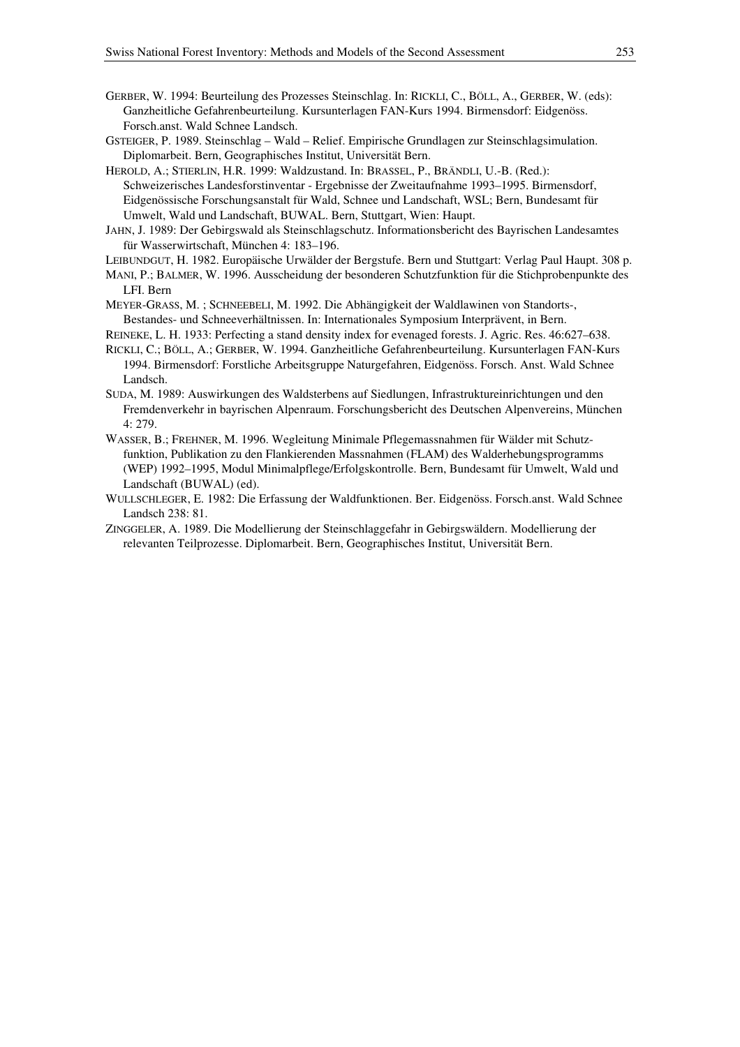GERBER, W. 1994: Beurteilung des Prozesses Steinschlag. In: RICKLI, C., BÖLL, A., GERBER, W. (eds): Ganzheitliche Gefahrenbeurteilung. Kursunterlagen FAN-Kurs 1994. Birmensdorf: Eidgenöss. Forsch.anst. Wald Schnee Landsch.

GSTEIGER, P. 1989. Steinschlag – Wald – Relief. Empirische Grundlagen zur Steinschlagsimulation. Diplomarbeit. Bern, Geographisches Institut, Universität Bern.

HEROLD, A.; STIERLIN, H.R. 1999: Waldzustand. In: BRASSEL, P., BRÄNDLI, U.-B. (Red.): Schweizerisches Landesforstinventar - Ergebnisse der Zweitaufnahme 1993–1995. Birmensdorf, Eidgenössische Forschungsanstalt für Wald, Schnee und Landschaft, WSL; Bern, Bundesamt für Umwelt, Wald und Landschaft, BUWAL. Bern, Stuttgart, Wien: Haupt.

JAHN, J. 1989: Der Gebirgswald als Steinschlagschutz. Informationsbericht des Bayrischen Landesamtes für Wasserwirtschaft, München 4: 183–196.

LEIBUNDGUT, H. 1982. Europäische Urwälder der Bergstufe. Bern und Stuttgart: Verlag Paul Haupt. 308 p.

MANI, P.; BALMER, W. 1996. Ausscheidung der besonderen Schutzfunktion für die Stichprobenpunkte des LFI. Bern

MEYER-GRASS, M. ; SCHNEEBELI, M. 1992. Die Abhängigkeit der Waldlawinen von Standorts-, Bestandes- und Schneeverhältnissen. In: Internationales Symposium Interprävent, in Bern.

REINEKE, L. H. 1933: Perfecting a stand density index for evenaged forests. J. Agric. Res. 46:627–638.

RICKLI, C.; BÖLL, A.; GERBER, W. 1994. Ganzheitliche Gefahrenbeurteilung. Kursunterlagen FAN-Kurs 1994. Birmensdorf: Forstliche Arbeitsgruppe Naturgefahren, Eidgenöss. Forsch. Anst. Wald Schnee Landsch.

SUDA, M. 1989: Auswirkungen des Waldsterbens auf Siedlungen, Infrastruktureinrichtungen und den Fremdenverkehr in bayrischen Alpenraum. Forschungsbericht des Deutschen Alpenvereins, München 4: 279.

WASSER, B.; FREHNER, M. 1996. Wegleitung Minimale Pflegemassnahmen für Wälder mit Schutzfunktion, Publikation zu den Flankierenden Massnahmen (FLAM) des Walderhebungsprogramms (WEP) 1992–1995, Modul Minimalpflege/Erfolgskontrolle. Bern, Bundesamt für Umwelt, Wald und Landschaft (BUWAL) (ed).

WULLSCHLEGER, E. 1982: Die Erfassung der Waldfunktionen. Ber. Eidgenöss. Forsch.anst. Wald Schnee Landsch 238: 81.

ZINGGELER, A. 1989. Die Modellierung der Steinschlaggefahr in Gebirgswäldern. Modellierung der relevanten Teilprozesse. Diplomarbeit. Bern, Geographisches Institut, Universität Bern.